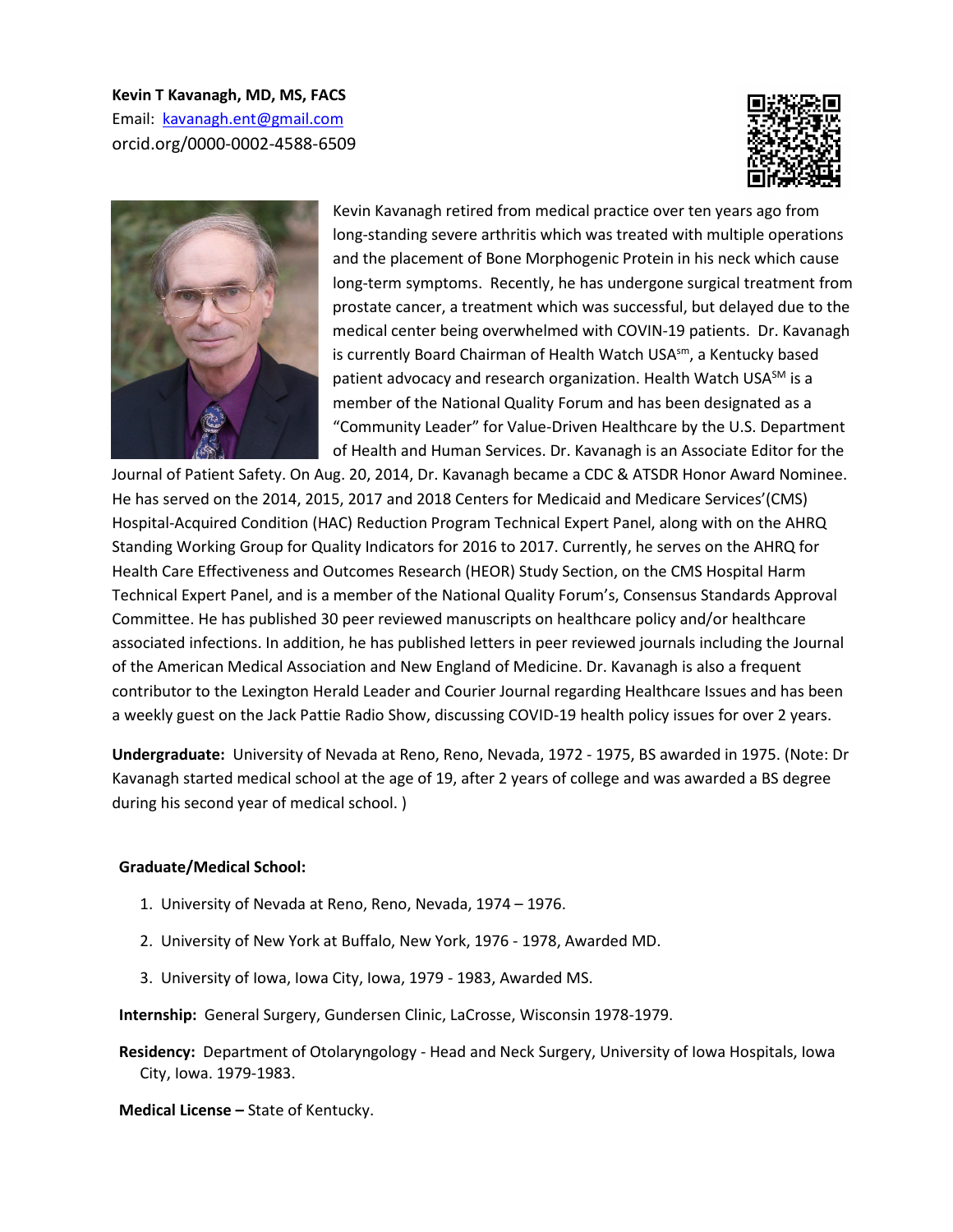**Kevin T Kavanagh, MD, MS, FACS**
Email: kavanagh.ent@gmail.com
orcid.org/0000-0002-4588-6509

Kevin Kavanagh retired from medical practice over ten years ago from long-standing severe arthritis which was treated with multiple operations and the placement of Bone Morphogenic Protein in his neck which cause long-term symptoms. Recently, he has undergone surgical treatment from prostate cancer, a treatment which was successful, but delayed due to the medical center being overwhelmed with COVIN-19 patients. Dr. Kavanagh is currently Board Chairman of Health Watch USA[sm], a Kentucky based patient advocacy and research organization. Health Watch USA[SM] is a member of the National Quality Forum and has been designated as a "Community Leader" for Value-Driven Healthcare by the U.S. Department of Health and Human Services. Dr. Kavanagh is an Associate Editor for the Journal of Patient Safety. On Aug. 20, 2014, Dr. Kavanagh became a CDC & ATSDR Honor Award Nominee. He has served on the 2014, 2015, 2017 and 2018 Centers for Medicaid and Medicare Services'(CMS) Hospital-Acquired Condition (HAC) Reduction Program Technical Expert Panel, along with on the AHRQ Standing Working Group for Quality Indicators for 2016 to 2017. Currently, he serves on the AHRQ for Health Care Effectiveness and Outcomes Research (HEOR) Study Section, on the CMS Hospital Harm Technical Expert Panel, and is a member of the National Quality Forum's, Consensus Standards Approval Committee. He has published 30 peer reviewed manuscripts on healthcare policy and/or healthcare associated infections. In addition, he has published letters in peer reviewed journals including the Journal of the American Medical Association and New England of Medicine. Dr. Kavanagh is also a frequent contributor to the Lexington Herald Leader and Courier Journal regarding Healthcare Issues and has been a weekly guest on the Jack Pattie Radio Show, discussing COVID-19 health policy issues for over 2 years.

**Undergraduate:** University of Nevada at Reno, Reno, Nevada, 1972 - 1975, BS awarded in 1975. (Note: Dr Kavanagh started medical school at the age of 19, after 2 years of college and was awarded a BS degree during his second year of medical school. )

**Graduate/Medical School:**

1. University of Nevada at Reno, Reno, Nevada, 1974 – 1976.
2. University of New York at Buffalo, New York, 1976 - 1978, Awarded MD.
3. University of Iowa, Iowa City, Iowa, 1979 - 1983, Awarded MS.

**Internship:** General Surgery, Gundersen Clinic, LaCrosse, Wisconsin 1978-1979.

**Residency:** Department of Otolaryngology - Head and Neck Surgery, University of Iowa Hospitals, Iowa City, Iowa. 1979-1983.

**Medical License –** State of Kentucky.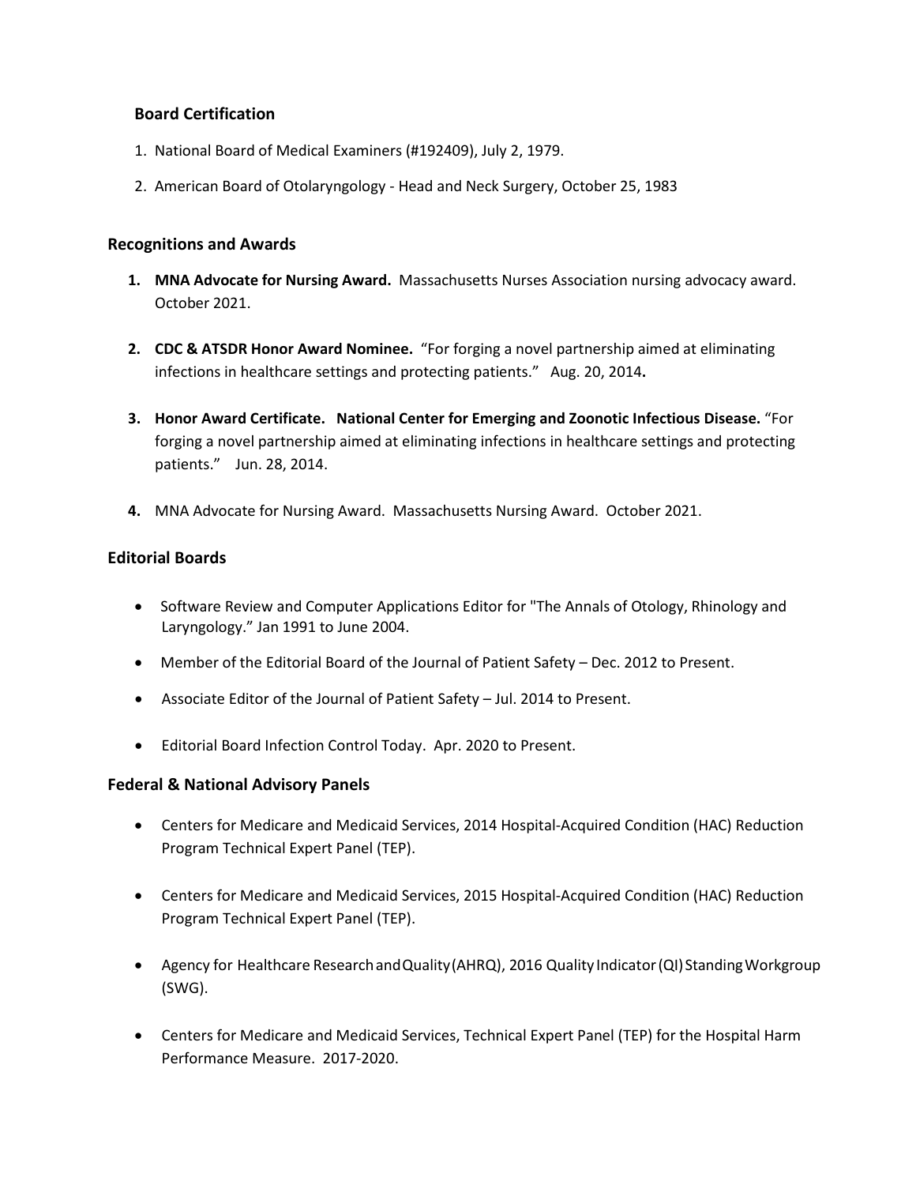## Board Certification

1. National Board of Medical Examiners (#192409), July 2, 1979.
2. American Board of Otolaryngology - Head and Neck Surgery, October 25, 1983

## Recognitions and Awards

1. **MNA Advocate for Nursing Award.** Massachusetts Nurses Association nursing advocacy award. October 2021.
2. **CDC & ATSDR Honor Award Nominee.** "For forging a novel partnership aimed at eliminating infections in healthcare settings and protecting patients." Aug. 20, 2014**.**
3. **Honor Award Certificate. National Center for Emerging and Zoonotic Infectious Disease.** "For forging a novel partnership aimed at eliminating infections in healthcare settings and protecting patients." Jun. 28, 2014.
4. MNA Advocate for Nursing Award. Massachusetts Nursing Award. October 2021.

## Editorial Boards

- Software Review and Computer Applications Editor for "The Annals of Otology, Rhinology and Laryngology." Jan 1991 to June 2004.
- Member of the Editorial Board of the Journal of Patient Safety – Dec. 2012 to Present.
- Associate Editor of the Journal of Patient Safety – Jul. 2014 to Present.
- Editorial Board Infection Control Today. Apr. 2020 to Present.

## Federal & National Advisory Panels

- Centers for Medicare and Medicaid Services, 2014 Hospital-Acquired Condition (HAC) Reduction Program Technical Expert Panel (TEP).
- Centers for Medicare and Medicaid Services, 2015 Hospital-Acquired Condition (HAC) Reduction Program Technical Expert Panel (TEP).
- Agency for Healthcare Research and Quality (AHRQ), 2016 Quality Indicator (QI) Standing Workgroup (SWG).
- Centers for Medicare and Medicaid Services, Technical Expert Panel (TEP) for the Hospital Harm Performance Measure. 2017-2020.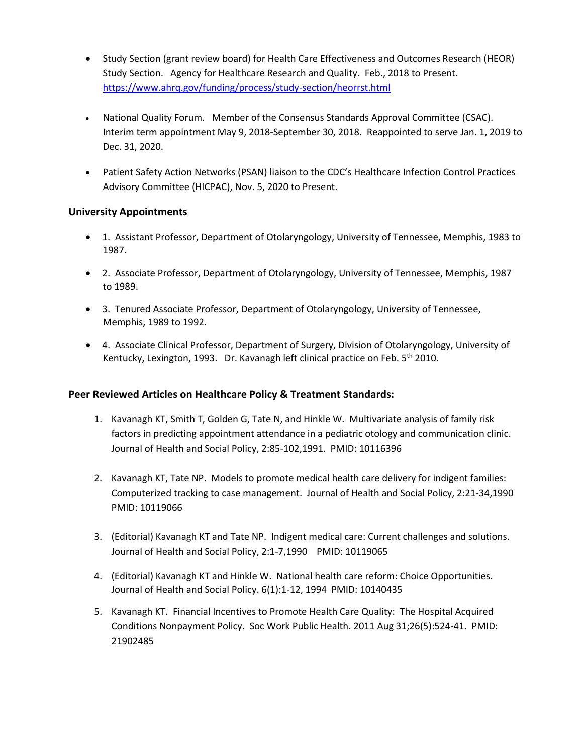- Study Section (grant review board) for Health Care Effectiveness and Outcomes Research (HEOR) Study Section. Agency for Healthcare Research and Quality. Feb., 2018 to Present. https://www.ahrq.gov/funding/process/study-section/heorrst.html

- National Quality Forum. Member of the Consensus Standards Approval Committee (CSAC). Interim term appointment May 9, 2018-September 30, 2018. Reappointed to serve Jan. 1, 2019 to Dec. 31, 2020.

- Patient Safety Action Networks (PSAN) liaison to the CDC's Healthcare Infection Control Practices Advisory Committee (HICPAC), Nov. 5, 2020 to Present.

### University Appointments

- 1. Assistant Professor, Department of Otolaryngology, University of Tennessee, Memphis, 1983 to 1987.

- 2. Associate Professor, Department of Otolaryngology, University of Tennessee, Memphis, 1987 to 1989.

- 3. Tenured Associate Professor, Department of Otolaryngology, University of Tennessee, Memphis, 1989 to 1992.

- 4. Associate Clinical Professor, Department of Surgery, Division of Otolaryngology, University of Kentucky, Lexington, 1993. Dr. Kavanagh left clinical practice on Feb. 5th 2010.

### Peer Reviewed Articles on Healthcare Policy & Treatment Standards:

1. Kavanagh KT, Smith T, Golden G, Tate N, and Hinkle W. Multivariate analysis of family risk factors in predicting appointment attendance in a pediatric otology and communication clinic. Journal of Health and Social Policy, 2:85-102,1991. PMID: 10116396

2. Kavanagh KT, Tate NP. Models to promote medical health care delivery for indigent families: Computerized tracking to case management. Journal of Health and Social Policy, 2:21-34,1990 PMID: 10119066

3. (Editorial) Kavanagh KT and Tate NP. Indigent medical care: Current challenges and solutions. Journal of Health and Social Policy, 2:1-7,1990 PMID: 10119065

4. (Editorial) Kavanagh KT and Hinkle W. National health care reform: Choice Opportunities. Journal of Health and Social Policy. 6(1):1-12, 1994 PMID: 10140435

5. Kavanagh KT. Financial Incentives to Promote Health Care Quality: The Hospital Acquired Conditions Nonpayment Policy. Soc Work Public Health. 2011 Aug 31;26(5):524-41. PMID: 21902485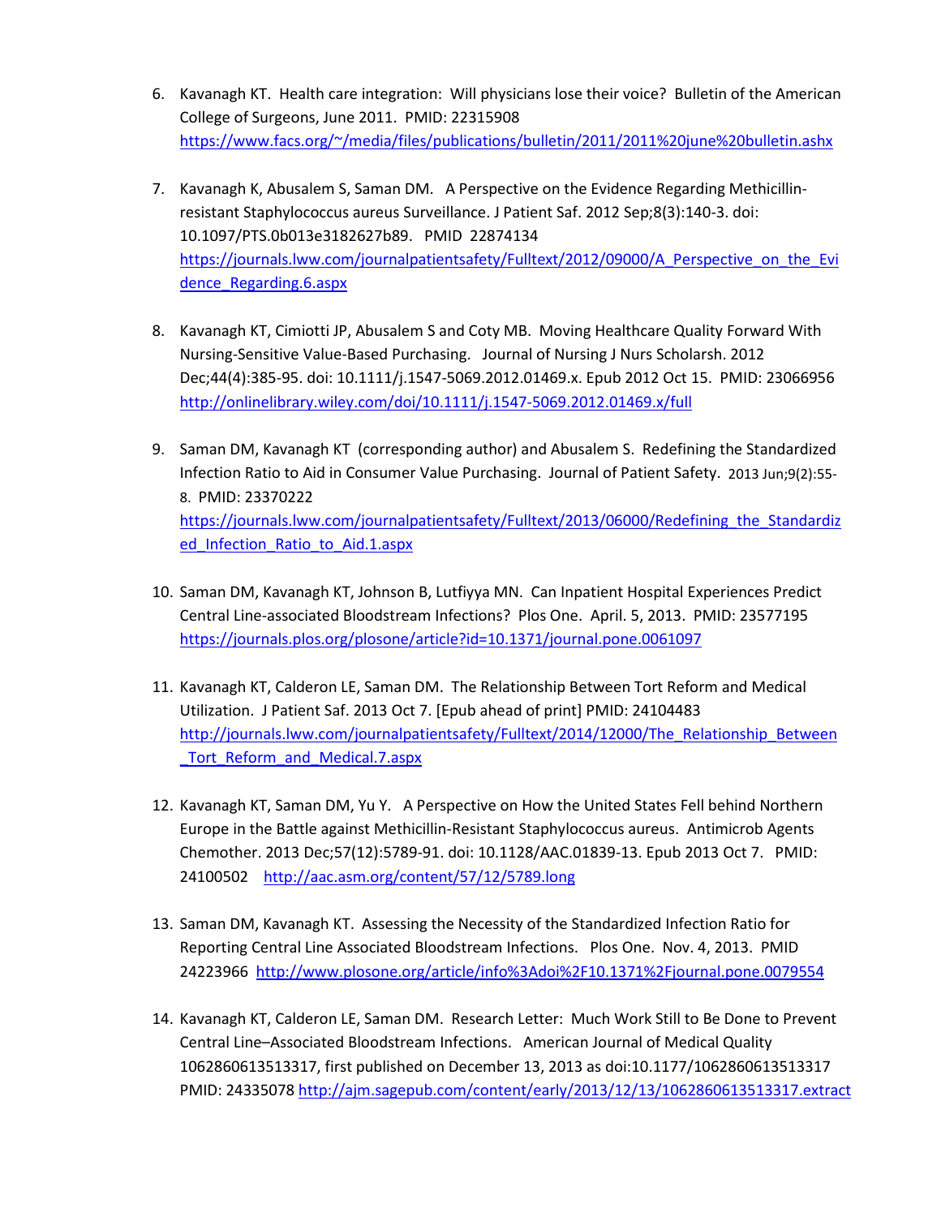6. Kavanagh KT. Health care integration: Will physicians lose their voice? Bulletin of the American College of Surgeons, June 2011. PMID: 22315908 https://www.facs.org/~/media/files/publications/bulletin/2011/2011%20june%20bulletin.ashx

7. Kavanagh K, Abusalem S, Saman DM. A Perspective on the Evidence Regarding Methicillin-resistant Staphylococcus aureus Surveillance. J Patient Saf. 2012 Sep;8(3):140-3. doi: 10.1097/PTS.0b013e3182627b89. PMID 22874134 https://journals.lww.com/journalpatientsafety/Fulltext/2012/09000/A_Perspective_on_the_Evidence_Regarding.6.aspx

8. Kavanagh KT, Cimiotti JP, Abusalem S and Coty MB. Moving Healthcare Quality Forward With Nursing-Sensitive Value-Based Purchasing. Journal of Nursing J Nurs Scholarsh. 2012 Dec;44(4):385-95. doi: 10.1111/j.1547-5069.2012.01469.x. Epub 2012 Oct 15. PMID: 23066956 http://onlinelibrary.wiley.com/doi/10.1111/j.1547-5069.2012.01469.x/full

9. Saman DM, Kavanagh KT (corresponding author) and Abusalem S. Redefining the Standardized Infection Ratio to Aid in Consumer Value Purchasing. Journal of Patient Safety. 2013 Jun;9(2):55-8. PMID: 23370222 https://journals.lww.com/journalpatientsafety/Fulltext/2013/06000/Redefining_the_Standardized_Infection_Ratio_to_Aid.1.aspx

10. Saman DM, Kavanagh KT, Johnson B, Lutfiyya MN. Can Inpatient Hospital Experiences Predict Central Line-associated Bloodstream Infections? Plos One. April. 5, 2013. PMID: 23577195 https://journals.plos.org/plosone/article?id=10.1371/journal.pone.0061097

11. Kavanagh KT, Calderon LE, Saman DM. The Relationship Between Tort Reform and Medical Utilization. J Patient Saf. 2013 Oct 7. [Epub ahead of print] PMID: 24104483 http://journals.lww.com/journalpatientsafety/Fulltext/2014/12000/The_Relationship_Between_Tort_Reform_and_Medical.7.aspx

12. Kavanagh KT, Saman DM, Yu Y. A Perspective on How the United States Fell behind Northern Europe in the Battle against Methicillin-Resistant Staphylococcus aureus. Antimicrob Agents Chemother. 2013 Dec;57(12):5789-91. doi: 10.1128/AAC.01839-13. Epub 2013 Oct 7. PMID: 24100502 http://aac.asm.org/content/57/12/5789.long

13. Saman DM, Kavanagh KT. Assessing the Necessity of the Standardized Infection Ratio for Reporting Central Line Associated Bloodstream Infections. Plos One. Nov. 4, 2013. PMID 24223966 http://www.plosone.org/article/info%3Adoi%2F10.1371%2Fjournal.pone.0079554

14. Kavanagh KT, Calderon LE, Saman DM. Research Letter: Much Work Still to Be Done to Prevent Central Line–Associated Bloodstream Infections. American Journal of Medical Quality 1062860613513317, first published on December 13, 2013 as doi:10.1177/1062860613513317 PMID: 24335078 http://ajm.sagepub.com/content/early/2013/12/13/1062860613513317.extract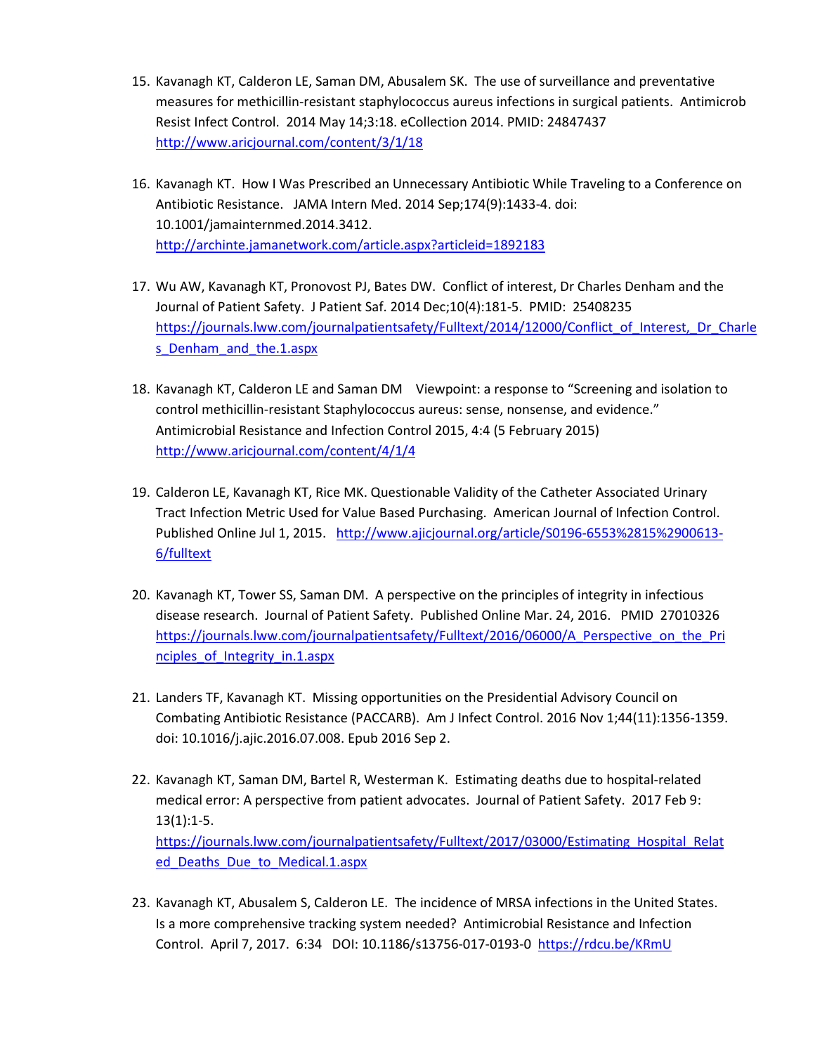15. Kavanagh KT, Calderon LE, Saman DM, Abusalem SK. The use of surveillance and preventative measures for methicillin-resistant staphylococcus aureus infections in surgical patients. Antimicrob Resist Infect Control. 2014 May 14;3:18. eCollection 2014. PMID: 24847437 http://www.aricjournal.com/content/3/1/18

16. Kavanagh KT. How I Was Prescribed an Unnecessary Antibiotic While Traveling to a Conference on Antibiotic Resistance. JAMA Intern Med. 2014 Sep;174(9):1433-4. doi: 10.1001/jamainternmed.2014.3412. http://archinte.jamanetwork.com/article.aspx?articleid=1892183

17. Wu AW, Kavanagh KT, Pronovost PJ, Bates DW. Conflict of interest, Dr Charles Denham and the Journal of Patient Safety. J Patient Saf. 2014 Dec;10(4):181-5. PMID: 25408235 https://journals.lww.com/journalpatientsafety/Fulltext/2014/12000/Conflict_of_Interest,_Dr_Charles_Denham_and_the.1.aspx

18. Kavanagh KT, Calderon LE and Saman DM Viewpoint: a response to "Screening and isolation to control methicillin-resistant Staphylococcus aureus: sense, nonsense, and evidence." Antimicrobial Resistance and Infection Control 2015, 4:4 (5 February 2015) http://www.aricjournal.com/content/4/1/4

19. Calderon LE, Kavanagh KT, Rice MK. Questionable Validity of the Catheter Associated Urinary Tract Infection Metric Used for Value Based Purchasing. American Journal of Infection Control. Published Online Jul 1, 2015. http://www.ajicjournal.org/article/S0196-6553%2815%2900613-6/fulltext

20. Kavanagh KT, Tower SS, Saman DM. A perspective on the principles of integrity in infectious disease research. Journal of Patient Safety. Published Online Mar. 24, 2016. PMID 27010326 https://journals.lww.com/journalpatientsafety/Fulltext/2016/06000/A_Perspective_on_the_Principles_of_Integrity_in.1.aspx

21. Landers TF, Kavanagh KT. Missing opportunities on the Presidential Advisory Council on Combating Antibiotic Resistance (PACCARB). Am J Infect Control. 2016 Nov 1;44(11):1356-1359. doi: 10.1016/j.ajic.2016.07.008. Epub 2016 Sep 2.

22. Kavanagh KT, Saman DM, Bartel R, Westerman K. Estimating deaths due to hospital-related medical error: A perspective from patient advocates. Journal of Patient Safety. 2017 Feb 9: 13(1):1-5. https://journals.lww.com/journalpatientsafety/Fulltext/2017/03000/Estimating_Hospital_Related_Deaths_Due_to_Medical.1.aspx

23. Kavanagh KT, Abusalem S, Calderon LE. The incidence of MRSA infections in the United States. Is a more comprehensive tracking system needed? Antimicrobial Resistance and Infection Control. April 7, 2017. 6:34 DOI: 10.1186/s13756-017-0193-0 https://rdcu.be/KRmU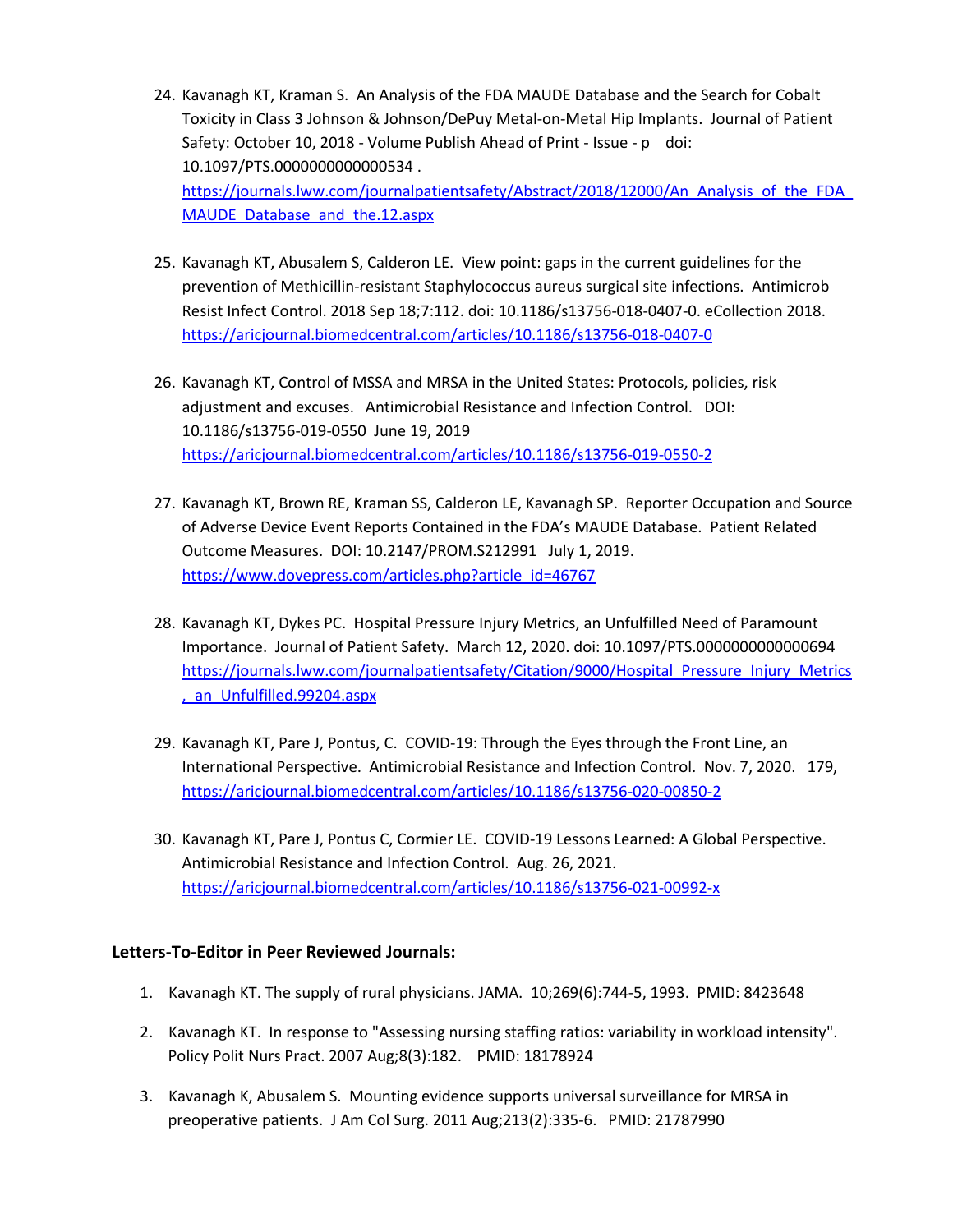24. Kavanagh KT, Kraman S. An Analysis of the FDA MAUDE Database and the Search for Cobalt Toxicity in Class 3 Johnson & Johnson/DePuy Metal-on-Metal Hip Implants. Journal of Patient Safety: October 10, 2018 - Volume Publish Ahead of Print - Issue - p doi: 10.1097/PTS.0000000000000534 . https://journals.lww.com/journalpatientsafety/Abstract/2018/12000/An_Analysis_of_the_FDA_MAUDE_Database_and_the.12.aspx

25. Kavanagh KT, Abusalem S, Calderon LE. View point: gaps in the current guidelines for the prevention of Methicillin-resistant Staphylococcus aureus surgical site infections. Antimicrob Resist Infect Control. 2018 Sep 18;7:112. doi: 10.1186/s13756-018-0407-0. eCollection 2018. https://aricjournal.biomedcentral.com/articles/10.1186/s13756-018-0407-0

26. Kavanagh KT, Control of MSSA and MRSA in the United States: Protocols, policies, risk adjustment and excuses. Antimicrobial Resistance and Infection Control. DOI: 10.1186/s13756-019-0550 June 19, 2019 https://aricjournal.biomedcentral.com/articles/10.1186/s13756-019-0550-2

27. Kavanagh KT, Brown RE, Kraman SS, Calderon LE, Kavanagh SP. Reporter Occupation and Source of Adverse Device Event Reports Contained in the FDA's MAUDE Database. Patient Related Outcome Measures. DOI: 10.2147/PROM.S212991 July 1, 2019. https://www.dovepress.com/articles.php?article_id=46767

28. Kavanagh KT, Dykes PC. Hospital Pressure Injury Metrics, an Unfulfilled Need of Paramount Importance. Journal of Patient Safety. March 12, 2020. doi: 10.1097/PTS.0000000000000694 https://journals.lww.com/journalpatientsafety/Citation/9000/Hospital_Pressure_Injury_Metrics,_an_Unfulfilled.99204.aspx

29. Kavanagh KT, Pare J, Pontus, C. COVID-19: Through the Eyes through the Front Line, an International Perspective. Antimicrobial Resistance and Infection Control. Nov. 7, 2020. 179, https://aricjournal.biomedcentral.com/articles/10.1186/s13756-020-00850-2

30. Kavanagh KT, Pare J, Pontus C, Cormier LE. COVID-19 Lessons Learned: A Global Perspective. Antimicrobial Resistance and Infection Control. Aug. 26, 2021. https://aricjournal.biomedcentral.com/articles/10.1186/s13756-021-00992-x

**Letters-To-Editor in Peer Reviewed Journals:**

1. Kavanagh KT. The supply of rural physicians. JAMA. 10;269(6):744-5, 1993. PMID: 8423648

2. Kavanagh KT. In response to "Assessing nursing staffing ratios: variability in workload intensity". Policy Polit Nurs Pract. 2007 Aug;8(3):182. PMID: 18178924

3. Kavanagh K, Abusalem S. Mounting evidence supports universal surveillance for MRSA in preoperative patients. J Am Col Surg. 2011 Aug;213(2):335-6. PMID: 21787990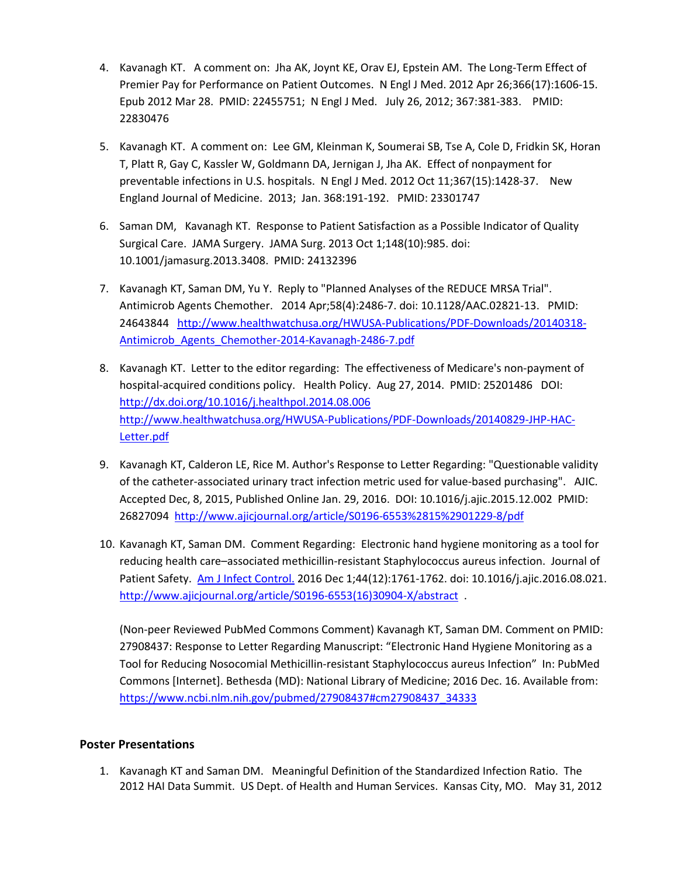4. Kavanagh KT. A comment on: Jha AK, Joynt KE, Orav EJ, Epstein AM. The Long-Term Effect of Premier Pay for Performance on Patient Outcomes. N Engl J Med. 2012 Apr 26;366(17):1606-15. Epub 2012 Mar 28. PMID: 22455751; N Engl J Med. July 26, 2012; 367:381-383. PMID: 22830476

5. Kavanagh KT. A comment on: Lee GM, Kleinman K, Soumerai SB, Tse A, Cole D, Fridkin SK, Horan T, Platt R, Gay C, Kassler W, Goldmann DA, Jernigan J, Jha AK. Effect of nonpayment for preventable infections in U.S. hospitals. N Engl J Med. 2012 Oct 11;367(15):1428-37. New England Journal of Medicine. 2013; Jan. 368:191-192. PMID: 23301747

6. Saman DM, Kavanagh KT. Response to Patient Satisfaction as a Possible Indicator of Quality Surgical Care. JAMA Surgery. JAMA Surg. 2013 Oct 1;148(10):985. doi: 10.1001/jamasurg.2013.3408. PMID: 24132396

7. Kavanagh KT, Saman DM, Yu Y. Reply to "Planned Analyses of the REDUCE MRSA Trial". Antimicrob Agents Chemother. 2014 Apr;58(4):2486-7. doi: 10.1128/AAC.02821-13. PMID: 24643844 http://www.healthwatchusa.org/HWUSA-Publications/PDF-Downloads/20140318-Antimicrob_Agents_Chemother-2014-Kavanagh-2486-7.pdf

8. Kavanagh KT. Letter to the editor regarding: The effectiveness of Medicare's non-payment of hospital-acquired conditions policy. Health Policy. Aug 27, 2014. PMID: 25201486 DOI: http://dx.doi.org/10.1016/j.healthpol.2014.08.006 http://www.healthwatchusa.org/HWUSA-Publications/PDF-Downloads/20140829-JHP-HAC-Letter.pdf

9. Kavanagh KT, Calderon LE, Rice M. Author's Response to Letter Regarding: "Questionable validity of the catheter-associated urinary tract infection metric used for value-based purchasing". AJIC. Accepted Dec, 8, 2015, Published Online Jan. 29, 2016. DOI: 10.1016/j.ajic.2015.12.002 PMID: 26827094 http://www.ajicjournal.org/article/S0196-6553%2815%2901229-8/pdf

10. Kavanagh KT, Saman DM. Comment Regarding: Electronic hand hygiene monitoring as a tool for reducing health care–associated methicillin-resistant Staphylococcus aureus infection. Journal of Patient Safety. Am J Infect Control. 2016 Dec 1;44(12):1761-1762. doi: 10.1016/j.ajic.2016.08.021. http://www.ajicjournal.org/article/S0196-6553(16)30904-X/abstract .

    (Non-peer Reviewed PubMed Commons Comment) Kavanagh KT, Saman DM. Comment on PMID: 27908437: Response to Letter Regarding Manuscript: "Electronic Hand Hygiene Monitoring as a Tool for Reducing Nosocomial Methicillin-resistant Staphylococcus aureus Infection" In: PubMed Commons [Internet]. Bethesda (MD): National Library of Medicine; 2016 Dec. 16. Available from: https://www.ncbi.nlm.nih.gov/pubmed/27908437#cm27908437_34333

## Poster Presentations

1. Kavanagh KT and Saman DM. Meaningful Definition of the Standardized Infection Ratio. The 2012 HAI Data Summit. US Dept. of Health and Human Services. Kansas City, MO. May 31, 2012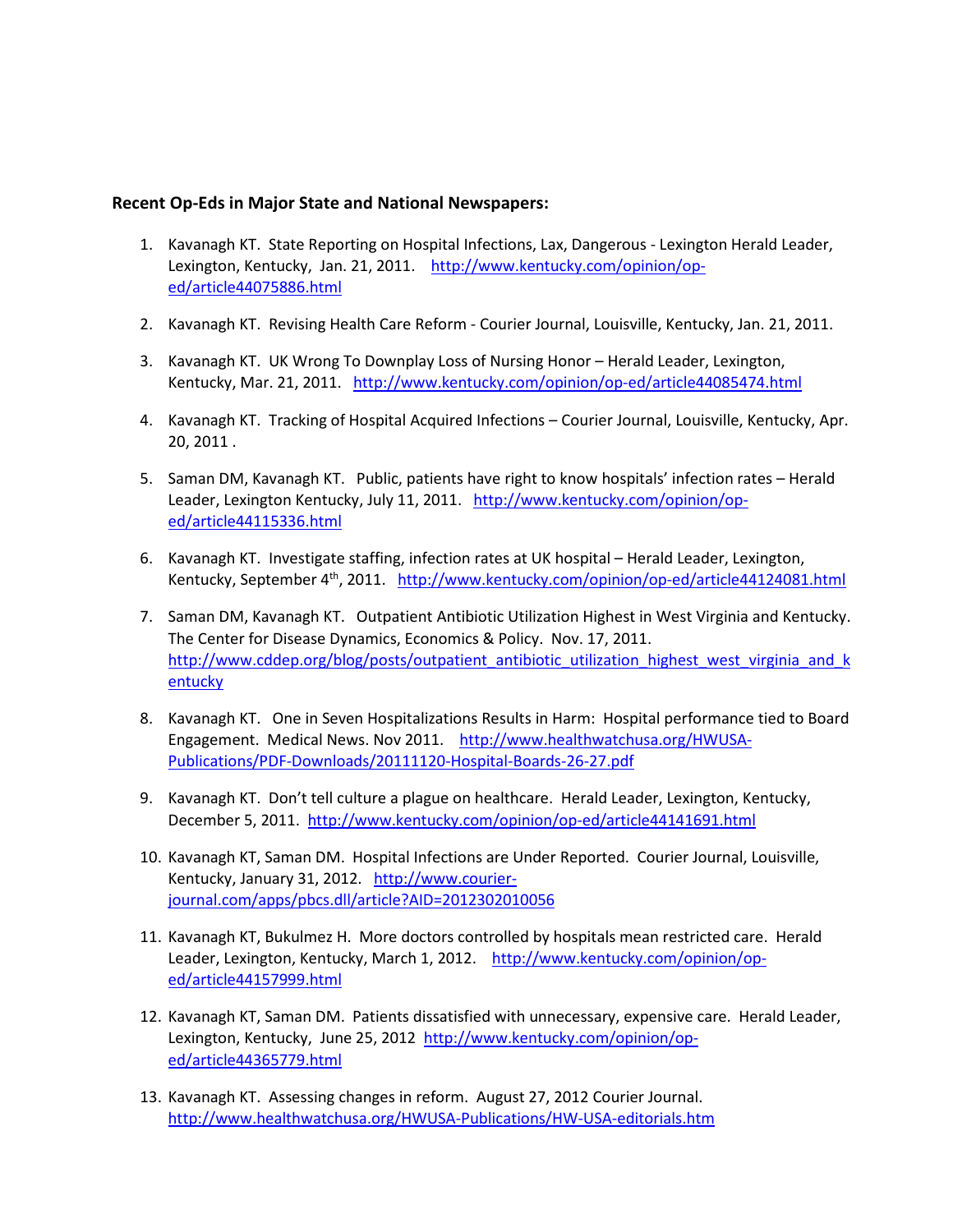**Recent Op-Eds in Major State and National Newspapers:**

1. Kavanagh KT. State Reporting on Hospital Infections, Lax, Dangerous - Lexington Herald Leader, Lexington, Kentucky, Jan. 21, 2011. http://www.kentucky.com/opinion/op-ed/article44075886.html

2. Kavanagh KT. Revising Health Care Reform - Courier Journal, Louisville, Kentucky, Jan. 21, 2011.

3. Kavanagh KT. UK Wrong To Downplay Loss of Nursing Honor – Herald Leader, Lexington, Kentucky, Mar. 21, 2011. http://www.kentucky.com/opinion/op-ed/article44085474.html

4. Kavanagh KT. Tracking of Hospital Acquired Infections – Courier Journal, Louisville, Kentucky, Apr. 20, 2011 .

5. Saman DM, Kavanagh KT. Public, patients have right to know hospitals' infection rates – Herald Leader, Lexington Kentucky, July 11, 2011. http://www.kentucky.com/opinion/op-ed/article44115336.html

6. Kavanagh KT. Investigate staffing, infection rates at UK hospital – Herald Leader, Lexington, Kentucky, September 4th, 2011. http://www.kentucky.com/opinion/op-ed/article44124081.html

7. Saman DM, Kavanagh KT. Outpatient Antibiotic Utilization Highest in West Virginia and Kentucky. The Center for Disease Dynamics, Economics & Policy. Nov. 17, 2011. http://www.cddep.org/blog/posts/outpatient_antibiotic_utilization_highest_west_virginia_and_kentucky

8. Kavanagh KT. One in Seven Hospitalizations Results in Harm: Hospital performance tied to Board Engagement. Medical News. Nov 2011. http://www.healthwatchusa.org/HWUSA-Publications/PDF-Downloads/20111120-Hospital-Boards-26-27.pdf

9. Kavanagh KT. Don't tell culture a plague on healthcare. Herald Leader, Lexington, Kentucky, December 5, 2011. http://www.kentucky.com/opinion/op-ed/article44141691.html

10. Kavanagh KT, Saman DM. Hospital Infections are Under Reported. Courier Journal, Louisville, Kentucky, January 31, 2012. http://www.courier-journal.com/apps/pbcs.dll/article?AID=2012302010056

11. Kavanagh KT, Bukulmez H. More doctors controlled by hospitals mean restricted care. Herald Leader, Lexington, Kentucky, March 1, 2012. http://www.kentucky.com/opinion/op-ed/article44157999.html

12. Kavanagh KT, Saman DM. Patients dissatisfied with unnecessary, expensive care. Herald Leader, Lexington, Kentucky, June 25, 2012 http://www.kentucky.com/opinion/op-ed/article44365779.html

13. Kavanagh KT. Assessing changes in reform. August 27, 2012 Courier Journal. http://www.healthwatchusa.org/HWUSA-Publications/HW-USA-editorials.htm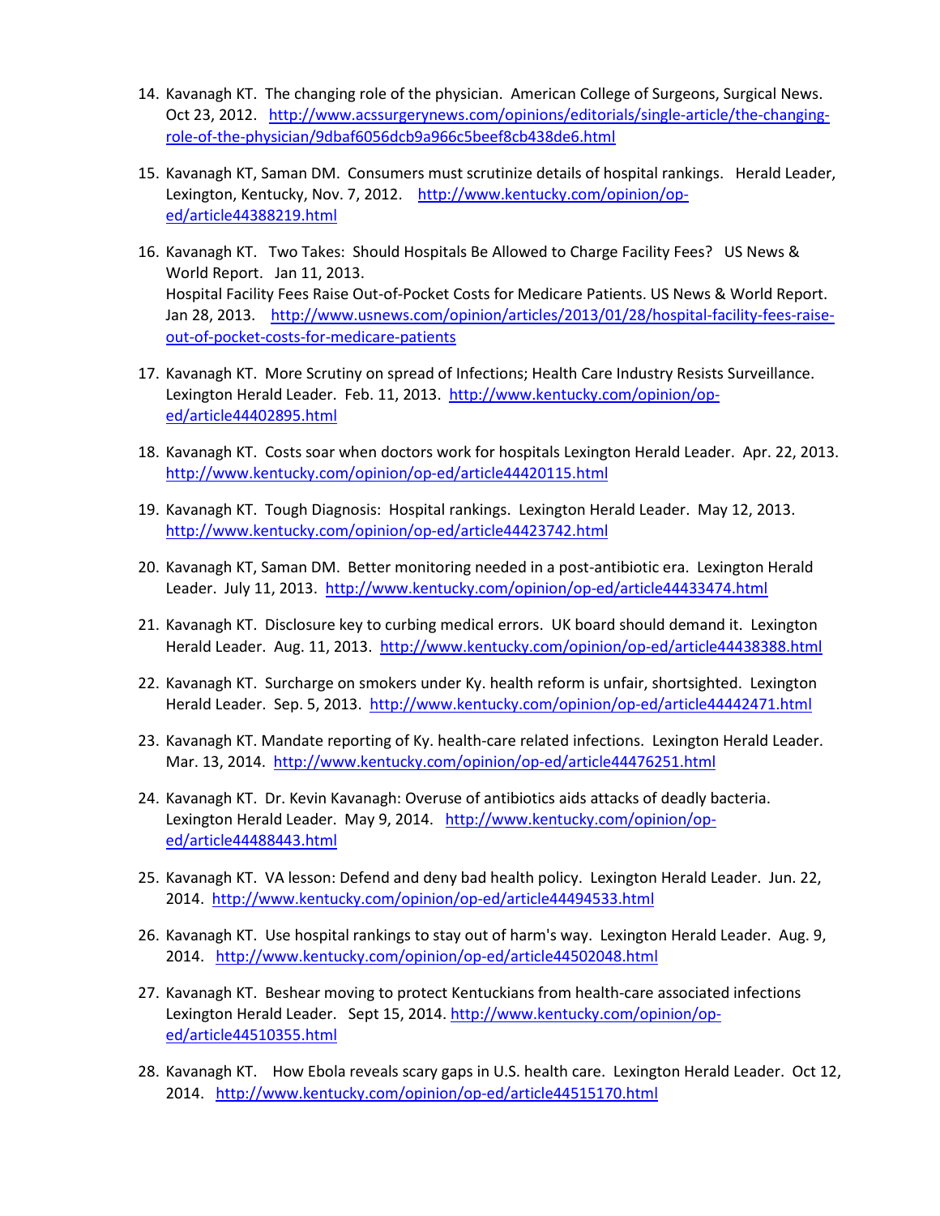14. Kavanagh KT. The changing role of the physician. American College of Surgeons, Surgical News. Oct 23, 2012. http://www.acssurgerynews.com/opinions/editorials/single-article/the-changing-role-of-the-physician/9dbaf6056dcb9a966c5beef8cb438de6.html

15. Kavanagh KT, Saman DM. Consumers must scrutinize details of hospital rankings. Herald Leader, Lexington, Kentucky, Nov. 7, 2012. http://www.kentucky.com/opinion/op-ed/article44388219.html

16. Kavanagh KT. Two Takes: Should Hospitals Be Allowed to Charge Facility Fees? US News & World Report. Jan 11, 2013.
    Hospital Facility Fees Raise Out-of-Pocket Costs for Medicare Patients. US News & World Report. Jan 28, 2013. http://www.usnews.com/opinion/articles/2013/01/28/hospital-facility-fees-raise-out-of-pocket-costs-for-medicare-patients

17. Kavanagh KT. More Scrutiny on spread of Infections; Health Care Industry Resists Surveillance. Lexington Herald Leader. Feb. 11, 2013. http://www.kentucky.com/opinion/op-ed/article44402895.html

18. Kavanagh KT. Costs soar when doctors work for hospitals Lexington Herald Leader. Apr. 22, 2013. http://www.kentucky.com/opinion/op-ed/article44420115.html

19. Kavanagh KT. Tough Diagnosis: Hospital rankings. Lexington Herald Leader. May 12, 2013. http://www.kentucky.com/opinion/op-ed/article44423742.html

20. Kavanagh KT, Saman DM. Better monitoring needed in a post-antibiotic era. Lexington Herald Leader. July 11, 2013. http://www.kentucky.com/opinion/op-ed/article44433474.html

21. Kavanagh KT. Disclosure key to curbing medical errors. UK board should demand it. Lexington Herald Leader. Aug. 11, 2013. http://www.kentucky.com/opinion/op-ed/article44438388.html

22. Kavanagh KT. Surcharge on smokers under Ky. health reform is unfair, shortsighted. Lexington Herald Leader. Sep. 5, 2013. http://www.kentucky.com/opinion/op-ed/article44442471.html

23. Kavanagh KT. Mandate reporting of Ky. health-care related infections. Lexington Herald Leader. Mar. 13, 2014. http://www.kentucky.com/opinion/op-ed/article44476251.html

24. Kavanagh KT. Dr. Kevin Kavanagh: Overuse of antibiotics aids attacks of deadly bacteria. Lexington Herald Leader. May 9, 2014. http://www.kentucky.com/opinion/op-ed/article44488443.html

25. Kavanagh KT. VA lesson: Defend and deny bad health policy. Lexington Herald Leader. Jun. 22, 2014. http://www.kentucky.com/opinion/op-ed/article44494533.html

26. Kavanagh KT. Use hospital rankings to stay out of harm's way. Lexington Herald Leader. Aug. 9, 2014. http://www.kentucky.com/opinion/op-ed/article44502048.html

27. Kavanagh KT. Beshear moving to protect Kentuckians from health-care associated infections Lexington Herald Leader. Sept 15, 2014. http://www.kentucky.com/opinion/op-ed/article44510355.html

28. Kavanagh KT. How Ebola reveals scary gaps in U.S. health care. Lexington Herald Leader. Oct 12, 2014. http://www.kentucky.com/opinion/op-ed/article44515170.html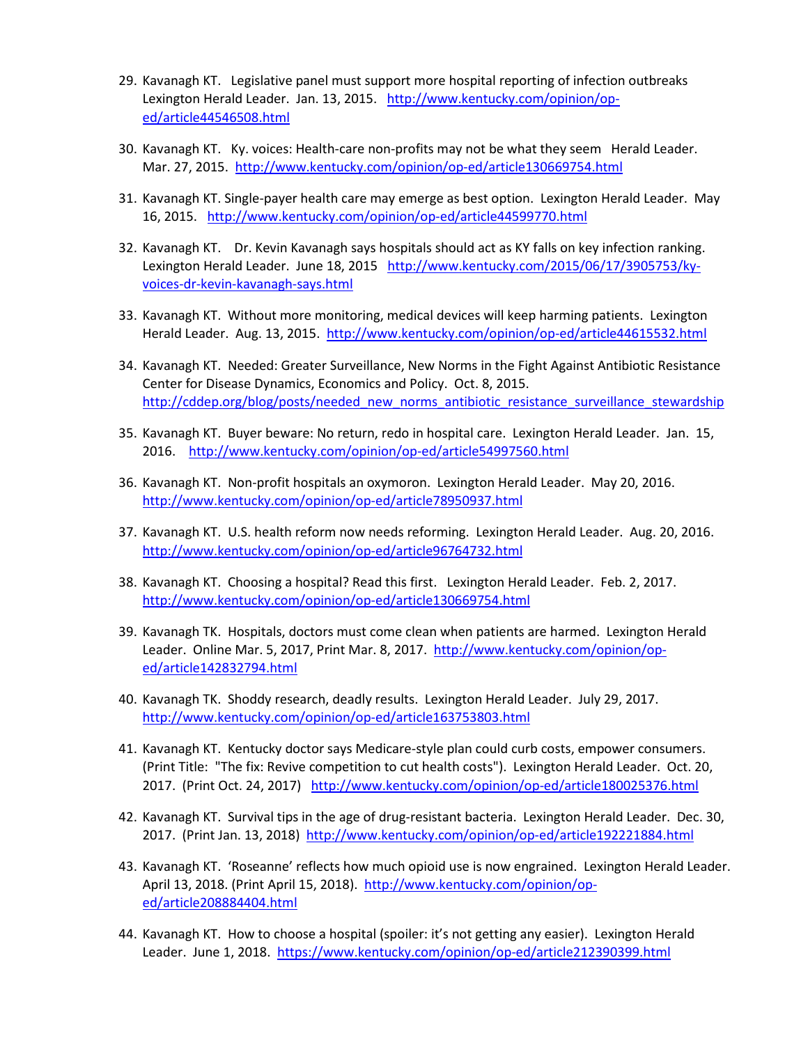29. Kavanagh KT. Legislative panel must support more hospital reporting of infection outbreaks Lexington Herald Leader. Jan. 13, 2015. http://www.kentucky.com/opinion/op-ed/article44546508.html

30. Kavanagh KT. Ky. voices: Health-care non-profits may not be what they seem Herald Leader. Mar. 27, 2015. http://www.kentucky.com/opinion/op-ed/article130669754.html

31. Kavanagh KT. Single-payer health care may emerge as best option. Lexington Herald Leader. May 16, 2015. http://www.kentucky.com/opinion/op-ed/article44599770.html

32. Kavanagh KT. Dr. Kevin Kavanagh says hospitals should act as KY falls on key infection ranking. Lexington Herald Leader. June 18, 2015 http://www.kentucky.com/2015/06/17/3905753/ky-voices-dr-kevin-kavanagh-says.html

33. Kavanagh KT. Without more monitoring, medical devices will keep harming patients. Lexington Herald Leader. Aug. 13, 2015. http://www.kentucky.com/opinion/op-ed/article44615532.html

34. Kavanagh KT. Needed: Greater Surveillance, New Norms in the Fight Against Antibiotic Resistance Center for Disease Dynamics, Economics and Policy. Oct. 8, 2015. http://cddep.org/blog/posts/needed_new_norms_antibiotic_resistance_surveillance_stewardship

35. Kavanagh KT. Buyer beware: No return, redo in hospital care. Lexington Herald Leader. Jan. 15, 2016. http://www.kentucky.com/opinion/op-ed/article54997560.html

36. Kavanagh KT. Non-profit hospitals an oxymoron. Lexington Herald Leader. May 20, 2016. http://www.kentucky.com/opinion/op-ed/article78950937.html

37. Kavanagh KT. U.S. health reform now needs reforming. Lexington Herald Leader. Aug. 20, 2016. http://www.kentucky.com/opinion/op-ed/article96764732.html

38. Kavanagh KT. Choosing a hospital? Read this first. Lexington Herald Leader. Feb. 2, 2017. http://www.kentucky.com/opinion/op-ed/article130669754.html

39. Kavanagh TK. Hospitals, doctors must come clean when patients are harmed. Lexington Herald Leader. Online Mar. 5, 2017, Print Mar. 8, 2017. http://www.kentucky.com/opinion/op-ed/article142832794.html

40. Kavanagh TK. Shoddy research, deadly results. Lexington Herald Leader. July 29, 2017. http://www.kentucky.com/opinion/op-ed/article163753803.html

41. Kavanagh KT. Kentucky doctor says Medicare-style plan could curb costs, empower consumers. (Print Title: "The fix: Revive competition to cut health costs"). Lexington Herald Leader. Oct. 20, 2017. (Print Oct. 24, 2017) http://www.kentucky.com/opinion/op-ed/article180025376.html

42. Kavanagh KT. Survival tips in the age of drug-resistant bacteria. Lexington Herald Leader. Dec. 30, 2017. (Print Jan. 13, 2018) http://www.kentucky.com/opinion/op-ed/article192221884.html

43. Kavanagh KT. 'Roseanne' reflects how much opioid use is now engrained. Lexington Herald Leader. April 13, 2018. (Print April 15, 2018). http://www.kentucky.com/opinion/op-ed/article208884404.html

44. Kavanagh KT. How to choose a hospital (spoiler: it's not getting any easier). Lexington Herald Leader. June 1, 2018. https://www.kentucky.com/opinion/op-ed/article212390399.html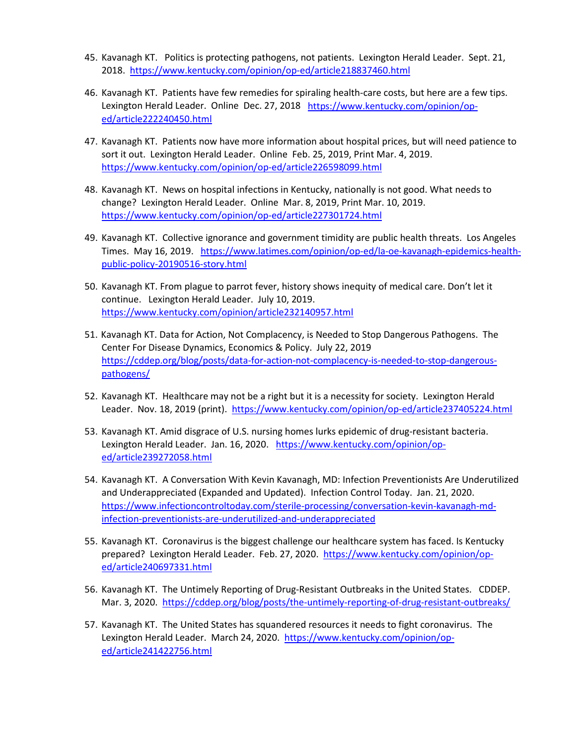45. Kavanagh KT. Politics is protecting pathogens, not patients. Lexington Herald Leader. Sept. 21, 2018. https://www.kentucky.com/opinion/op-ed/article218837460.html

46. Kavanagh KT. Patients have few remedies for spiraling health-care costs, but here are a few tips. Lexington Herald Leader. Online Dec. 27, 2018 https://www.kentucky.com/opinion/op-ed/article222240450.html

47. Kavanagh KT. Patients now have more information about hospital prices, but will need patience to sort it out. Lexington Herald Leader. Online Feb. 25, 2019, Print Mar. 4, 2019. https://www.kentucky.com/opinion/op-ed/article226598099.html

48. Kavanagh KT. News on hospital infections in Kentucky, nationally is not good. What needs to change? Lexington Herald Leader. Online Mar. 8, 2019, Print Mar. 10, 2019. https://www.kentucky.com/opinion/op-ed/article227301724.html

49. Kavanagh KT. Collective ignorance and government timidity are public health threats. Los Angeles Times. May 16, 2019. https://www.latimes.com/opinion/op-ed/la-oe-kavanagh-epidemics-health-public-policy-20190516-story.html

50. Kavanagh KT. From plague to parrot fever, history shows inequity of medical care. Don't let it continue. Lexington Herald Leader. July 10, 2019. https://www.kentucky.com/opinion/article232140957.html

51. Kavanagh KT. Data for Action, Not Complacency, is Needed to Stop Dangerous Pathogens. The Center For Disease Dynamics, Economics & Policy. July 22, 2019 https://cddep.org/blog/posts/data-for-action-not-complacency-is-needed-to-stop-dangerous-pathogens/

52. Kavanagh KT. Healthcare may not be a right but it is a necessity for society. Lexington Herald Leader. Nov. 18, 2019 (print). https://www.kentucky.com/opinion/op-ed/article237405224.html

53. Kavanagh KT. Amid disgrace of U.S. nursing homes lurks epidemic of drug-resistant bacteria. Lexington Herald Leader. Jan. 16, 2020. https://www.kentucky.com/opinion/op-ed/article239272058.html

54. Kavanagh KT. A Conversation With Kevin Kavanagh, MD: Infection Preventionists Are Underutilized and Underappreciated (Expanded and Updated). Infection Control Today. Jan. 21, 2020. https://www.infectioncontroltoday.com/sterile-processing/conversation-kevin-kavanagh-md-infection-preventionists-are-underutilized-and-underappreciated

55. Kavanagh KT. Coronavirus is the biggest challenge our healthcare system has faced. Is Kentucky prepared? Lexington Herald Leader. Feb. 27, 2020. https://www.kentucky.com/opinion/op-ed/article240697331.html

56. Kavanagh KT. The Untimely Reporting of Drug-Resistant Outbreaks in the United States. CDDEP. Mar. 3, 2020. https://cddep.org/blog/posts/the-untimely-reporting-of-drug-resistant-outbreaks/

57. Kavanagh KT. The United States has squandered resources it needs to fight coronavirus. The Lexington Herald Leader. March 24, 2020. https://www.kentucky.com/opinion/op-ed/article241422756.html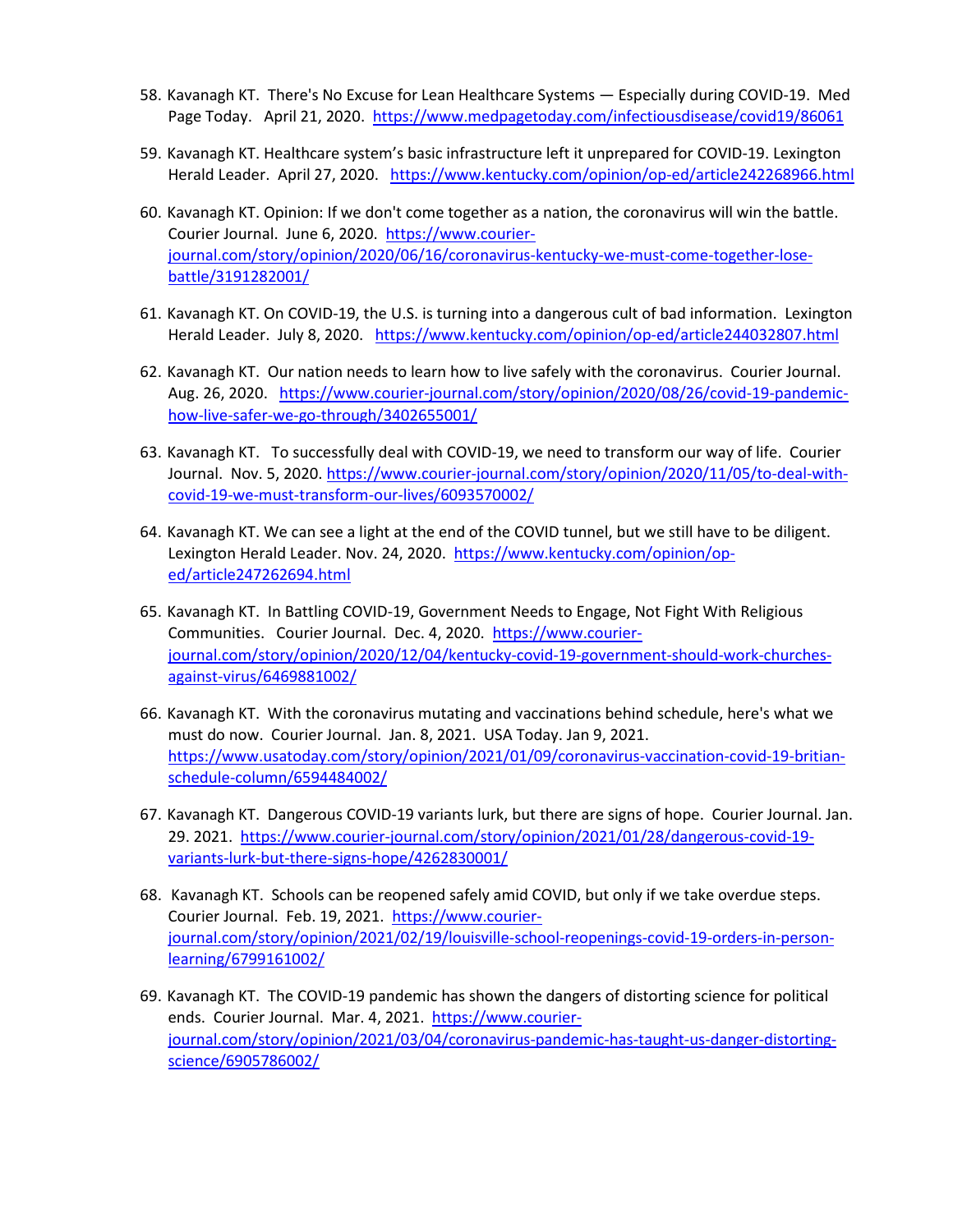58. Kavanagh KT. There's No Excuse for Lean Healthcare Systems — Especially during COVID-19. Med Page Today. April 21, 2020. https://www.medpagetoday.com/infectiousdisease/covid19/86061

59. Kavanagh KT. Healthcare system's basic infrastructure left it unprepared for COVID-19. Lexington Herald Leader. April 27, 2020. https://www.kentucky.com/opinion/op-ed/article242268966.html

60. Kavanagh KT. Opinion: If we don't come together as a nation, the coronavirus will win the battle. Courier Journal. June 6, 2020. https://www.courier-journal.com/story/opinion/2020/06/16/coronavirus-kentucky-we-must-come-together-lose-battle/3191282001/

61. Kavanagh KT. On COVID-19, the U.S. is turning into a dangerous cult of bad information. Lexington Herald Leader. July 8, 2020. https://www.kentucky.com/opinion/op-ed/article244032807.html

62. Kavanagh KT. Our nation needs to learn how to live safely with the coronavirus. Courier Journal. Aug. 26, 2020. https://www.courier-journal.com/story/opinion/2020/08/26/covid-19-pandemic-how-live-safer-we-go-through/3402655001/

63. Kavanagh KT. To successfully deal with COVID-19, we need to transform our way of life. Courier Journal. Nov. 5, 2020. https://www.courier-journal.com/story/opinion/2020/11/05/to-deal-with-covid-19-we-must-transform-our-lives/6093570002/

64. Kavanagh KT. We can see a light at the end of the COVID tunnel, but we still have to be diligent. Lexington Herald Leader. Nov. 24, 2020. https://www.kentucky.com/opinion/op-ed/article247262694.html

65. Kavanagh KT. In Battling COVID-19, Government Needs to Engage, Not Fight With Religious Communities. Courier Journal. Dec. 4, 2020. https://www.courier-journal.com/story/opinion/2020/12/04/kentucky-covid-19-government-should-work-churches-against-virus/6469881002/

66. Kavanagh KT. With the coronavirus mutating and vaccinations behind schedule, here's what we must do now. Courier Journal. Jan. 8, 2021. USA Today. Jan 9, 2021. https://www.usatoday.com/story/opinion/2021/01/09/coronavirus-vaccination-covid-19-britian-schedule-column/6594484002/

67. Kavanagh KT. Dangerous COVID-19 variants lurk, but there are signs of hope. Courier Journal. Jan. 29. 2021. https://www.courier-journal.com/story/opinion/2021/01/28/dangerous-covid-19-variants-lurk-but-there-signs-hope/4262830001/

68. Kavanagh KT. Schools can be reopened safely amid COVID, but only if we take overdue steps. Courier Journal. Feb. 19, 2021. https://www.courier-journal.com/story/opinion/2021/02/19/louisville-school-reopenings-covid-19-orders-in-person-learning/6799161002/

69. Kavanagh KT. The COVID-19 pandemic has shown the dangers of distorting science for political ends. Courier Journal. Mar. 4, 2021. https://www.courier-journal.com/story/opinion/2021/03/04/coronavirus-pandemic-has-taught-us-danger-distorting-science/6905786002/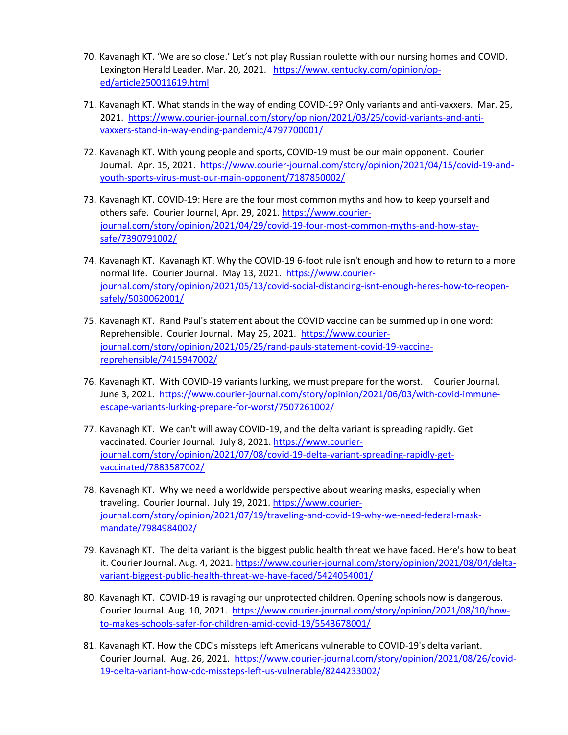70. Kavanagh KT. 'We are so close.' Let's not play Russian roulette with our nursing homes and COVID. Lexington Herald Leader. Mar. 20, 2021. https://www.kentucky.com/opinion/op-ed/article250011619.html

71. Kavanagh KT. What stands in the way of ending COVID-19? Only variants and anti-vaxxers. Mar. 25, 2021. https://www.courier-journal.com/story/opinion/2021/03/25/covid-variants-and-anti-vaxxers-stand-in-way-ending-pandemic/4797700001/

72. Kavanagh KT. With young people and sports, COVID-19 must be our main opponent. Courier Journal. Apr. 15, 2021. https://www.courier-journal.com/story/opinion/2021/04/15/covid-19-and-youth-sports-virus-must-our-main-opponent/7187850002/

73. Kavanagh KT. COVID-19: Here are the four most common myths and how to keep yourself and others safe. Courier Journal, Apr. 29, 2021. https://www.courier-journal.com/story/opinion/2021/04/29/covid-19-four-most-common-myths-and-how-stay-safe/7390791002/

74. Kavanagh KT. Kavanagh KT. Why the COVID-19 6-foot rule isn't enough and how to return to a more normal life. Courier Journal. May 13, 2021. https://www.courier-journal.com/story/opinion/2021/05/13/covid-social-distancing-isnt-enough-heres-how-to-reopen-safely/5030062001/

75. Kavanagh KT. Rand Paul's statement about the COVID vaccine can be summed up in one word: Reprehensible. Courier Journal. May 25, 2021. https://www.courier-journal.com/story/opinion/2021/05/25/rand-pauls-statement-covid-19-vaccine-reprehensible/7415947002/

76. Kavanagh KT. With COVID-19 variants lurking, we must prepare for the worst. Courier Journal. June 3, 2021. https://www.courier-journal.com/story/opinion/2021/06/03/with-covid-immune-escape-variants-lurking-prepare-for-worst/7507261002/

77. Kavanagh KT. We can't will away COVID-19, and the delta variant is spreading rapidly. Get vaccinated. Courier Journal. July 8, 2021. https://www.courier-journal.com/story/opinion/2021/07/08/covid-19-delta-variant-spreading-rapidly-get-vaccinated/7883587002/

78. Kavanagh KT. Why we need a worldwide perspective about wearing masks, especially when traveling. Courier Journal. July 19, 2021. https://www.courier-journal.com/story/opinion/2021/07/19/traveling-and-covid-19-why-we-need-federal-mask-mandate/7984984002/

79. Kavanagh KT. The delta variant is the biggest public health threat we have faced. Here's how to beat it. Courier Journal. Aug. 4, 2021. https://www.courier-journal.com/story/opinion/2021/08/04/delta-variant-biggest-public-health-threat-we-have-faced/5424054001/

80. Kavanagh KT. COVID-19 is ravaging our unprotected children. Opening schools now is dangerous. Courier Journal. Aug. 10, 2021. https://www.courier-journal.com/story/opinion/2021/08/10/how-to-makes-schools-safer-for-children-amid-covid-19/5543678001/

81. Kavanagh KT. How the CDC's missteps left Americans vulnerable to COVID-19's delta variant. Courier Journal. Aug. 26, 2021. https://www.courier-journal.com/story/opinion/2021/08/26/covid-19-delta-variant-how-cdc-missteps-left-us-vulnerable/8244233002/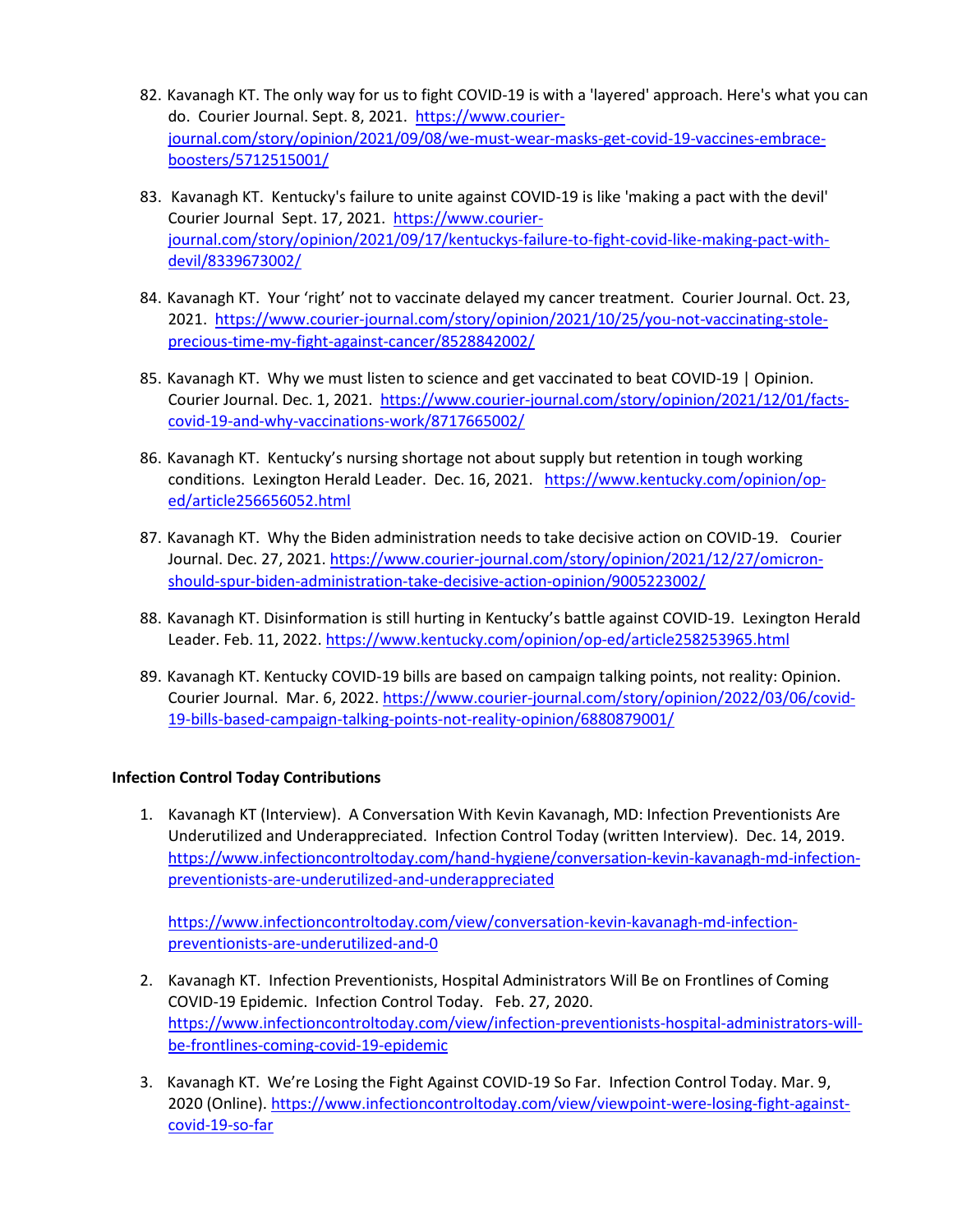82. Kavanagh KT. The only way for us to fight COVID-19 is with a 'layered' approach. Here's what you can do. Courier Journal. Sept. 8, 2021. https://www.courier-journal.com/story/opinion/2021/09/08/we-must-wear-masks-get-covid-19-vaccines-embrace-boosters/5712515001/

83. Kavanagh KT. Kentucky's failure to unite against COVID-19 is like 'making a pact with the devil' Courier Journal Sept. 17, 2021. https://www.courier-journal.com/story/opinion/2021/09/17/kentuckys-failure-to-fight-covid-like-making-pact-with-devil/8339673002/

84. Kavanagh KT. Your 'right' not to vaccinate delayed my cancer treatment. Courier Journal. Oct. 23, 2021. https://www.courier-journal.com/story/opinion/2021/10/25/you-not-vaccinating-stole-precious-time-my-fight-against-cancer/8528842002/

85. Kavanagh KT. Why we must listen to science and get vaccinated to beat COVID-19 | Opinion. Courier Journal. Dec. 1, 2021. https://www.courier-journal.com/story/opinion/2021/12/01/facts-covid-19-and-why-vaccinations-work/8717665002/

86. Kavanagh KT. Kentucky's nursing shortage not about supply but retention in tough working conditions. Lexington Herald Leader. Dec. 16, 2021. https://www.kentucky.com/opinion/op-ed/article256656052.html

87. Kavanagh KT. Why the Biden administration needs to take decisive action on COVID-19. Courier Journal. Dec. 27, 2021. https://www.courier-journal.com/story/opinion/2021/12/27/omicron-should-spur-biden-administration-take-decisive-action-opinion/9005223002/

88. Kavanagh KT. Disinformation is still hurting in Kentucky's battle against COVID-19. Lexington Herald Leader. Feb. 11, 2022. https://www.kentucky.com/opinion/op-ed/article258253965.html

89. Kavanagh KT. Kentucky COVID-19 bills are based on campaign talking points, not reality: Opinion. Courier Journal. Mar. 6, 2022. https://www.courier-journal.com/story/opinion/2022/03/06/covid-19-bills-based-campaign-talking-points-not-reality-opinion/6880879001/

**Infection Control Today Contributions**

1. Kavanagh KT (Interview). A Conversation With Kevin Kavanagh, MD: Infection Preventionists Are Underutilized and Underappreciated. Infection Control Today (written Interview). Dec. 14, 2019. https://www.infectioncontroltoday.com/hand-hygiene/conversation-kevin-kavanagh-md-infection-preventionists-are-underutilized-and-underappreciated

   https://www.infectioncontroltoday.com/view/conversation-kevin-kavanagh-md-infection-preventionists-are-underutilized-and-0

2. Kavanagh KT. Infection Preventionists, Hospital Administrators Will Be on Frontlines of Coming COVID-19 Epidemic. Infection Control Today. Feb. 27, 2020. https://www.infectioncontroltoday.com/view/infection-preventionists-hospital-administrators-will-be-frontlines-coming-covid-19-epidemic

3. Kavanagh KT. We're Losing the Fight Against COVID-19 So Far. Infection Control Today. Mar. 9, 2020 (Online). https://www.infectioncontroltoday.com/view/viewpoint-were-losing-fight-against-covid-19-so-far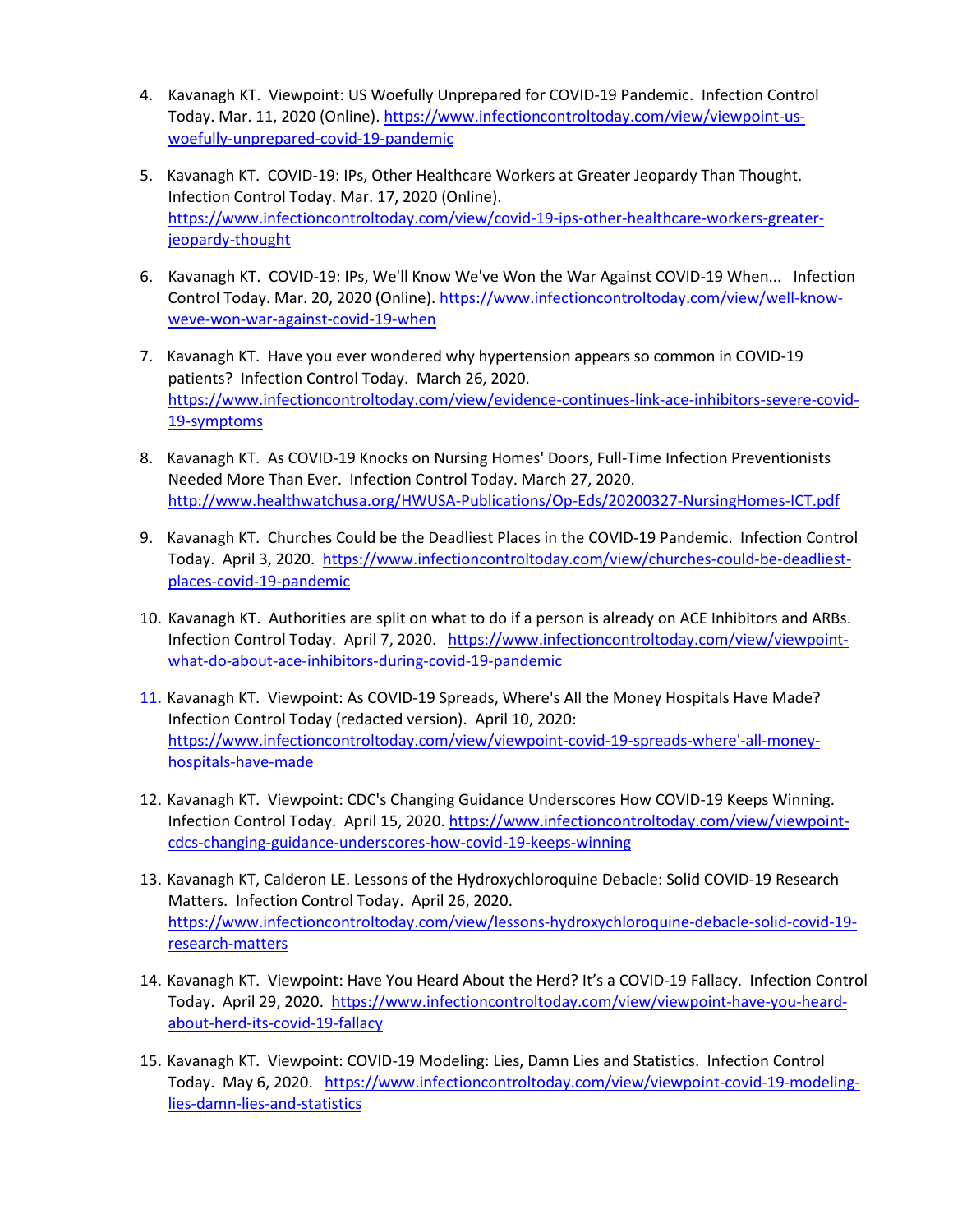4. Kavanagh KT. Viewpoint: US Woefully Unprepared for COVID-19 Pandemic. Infection Control Today. Mar. 11, 2020 (Online). https://www.infectioncontroltoday.com/view/viewpoint-us-woefully-unprepared-covid-19-pandemic

5. Kavanagh KT. COVID-19: IPs, Other Healthcare Workers at Greater Jeopardy Than Thought. Infection Control Today. Mar. 17, 2020 (Online). https://www.infectioncontroltoday.com/view/covid-19-ips-other-healthcare-workers-greater-jeopardy-thought

6. Kavanagh KT. COVID-19: IPs, We'll Know We've Won the War Against COVID-19 When... Infection Control Today. Mar. 20, 2020 (Online). https://www.infectioncontroltoday.com/view/well-know-weve-won-war-against-covid-19-when

7. Kavanagh KT. Have you ever wondered why hypertension appears so common in COVID-19 patients? Infection Control Today. March 26, 2020. https://www.infectioncontroltoday.com/view/evidence-continues-link-ace-inhibitors-severe-covid-19-symptoms

8. Kavanagh KT. As COVID-19 Knocks on Nursing Homes' Doors, Full-Time Infection Preventionists Needed More Than Ever. Infection Control Today. March 27, 2020. http://www.healthwatchusa.org/HWUSA-Publications/Op-Eds/20200327-NursingHomes-ICT.pdf

9. Kavanagh KT. Churches Could be the Deadliest Places in the COVID-19 Pandemic. Infection Control Today. April 3, 2020. https://www.infectioncontroltoday.com/view/churches-could-be-deadliest-places-covid-19-pandemic

10. Kavanagh KT. Authorities are split on what to do if a person is already on ACE Inhibitors and ARBs. Infection Control Today. April 7, 2020. https://www.infectioncontroltoday.com/view/viewpoint-what-do-about-ace-inhibitors-during-covid-19-pandemic

11. Kavanagh KT. Viewpoint: As COVID-19 Spreads, Where's All the Money Hospitals Have Made? Infection Control Today (redacted version). April 10, 2020: https://www.infectioncontroltoday.com/view/viewpoint-covid-19-spreads-where'-all-money-hospitals-have-made

12. Kavanagh KT. Viewpoint: CDC's Changing Guidance Underscores How COVID-19 Keeps Winning. Infection Control Today. April 15, 2020. https://www.infectioncontroltoday.com/view/viewpoint-cdcs-changing-guidance-underscores-how-covid-19-keeps-winning

13. Kavanagh KT, Calderon LE. Lessons of the Hydroxychloroquine Debacle: Solid COVID-19 Research Matters. Infection Control Today. April 26, 2020. https://www.infectioncontroltoday.com/view/lessons-hydroxychloroquine-debacle-solid-covid-19-research-matters

14. Kavanagh KT. Viewpoint: Have You Heard About the Herd? It's a COVID-19 Fallacy. Infection Control Today. April 29, 2020. https://www.infectioncontroltoday.com/view/viewpoint-have-you-heard-about-herd-its-covid-19-fallacy

15. Kavanagh KT. Viewpoint: COVID-19 Modeling: Lies, Damn Lies and Statistics. Infection Control Today. May 6, 2020. https://www.infectioncontroltoday.com/view/viewpoint-covid-19-modeling-lies-damn-lies-and-statistics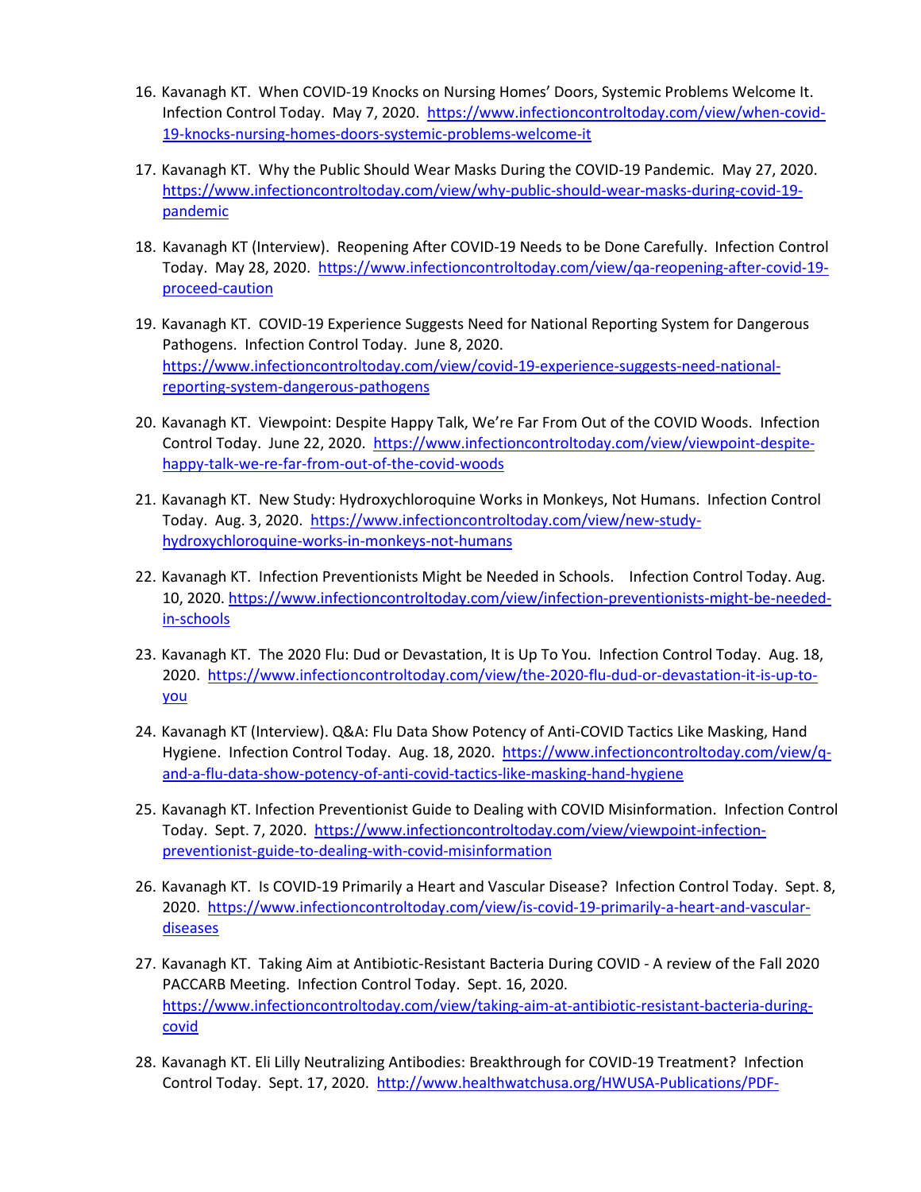16. Kavanagh KT. When COVID-19 Knocks on Nursing Homes' Doors, Systemic Problems Welcome It. Infection Control Today. May 7, 2020. https://www.infectioncontroltoday.com/view/when-covid-19-knocks-nursing-homes-doors-systemic-problems-welcome-it

17. Kavanagh KT. Why the Public Should Wear Masks During the COVID-19 Pandemic. May 27, 2020. https://www.infectioncontroltoday.com/view/why-public-should-wear-masks-during-covid-19-pandemic

18. Kavanagh KT (Interview). Reopening After COVID-19 Needs to be Done Carefully. Infection Control Today. May 28, 2020. https://www.infectioncontroltoday.com/view/qa-reopening-after-covid-19-proceed-caution

19. Kavanagh KT. COVID-19 Experience Suggests Need for National Reporting System for Dangerous Pathogens. Infection Control Today. June 8, 2020. https://www.infectioncontroltoday.com/view/covid-19-experience-suggests-need-national-reporting-system-dangerous-pathogens

20. Kavanagh KT. Viewpoint: Despite Happy Talk, We're Far From Out of the COVID Woods. Infection Control Today. June 22, 2020. https://www.infectioncontroltoday.com/view/viewpoint-despite-happy-talk-we-re-far-from-out-of-the-covid-woods

21. Kavanagh KT. New Study: Hydroxychloroquine Works in Monkeys, Not Humans. Infection Control Today. Aug. 3, 2020. https://www.infectioncontroltoday.com/view/new-study-hydroxychloroquine-works-in-monkeys-not-humans

22. Kavanagh KT. Infection Preventionists Might be Needed in Schools. Infection Control Today. Aug. 10, 2020. https://www.infectioncontroltoday.com/view/infection-preventionists-might-be-needed-in-schools

23. Kavanagh KT. The 2020 Flu: Dud or Devastation, It is Up To You. Infection Control Today. Aug. 18, 2020. https://www.infectioncontroltoday.com/view/the-2020-flu-dud-or-devastation-it-is-up-to-you

24. Kavanagh KT (Interview). Q&A: Flu Data Show Potency of Anti-COVID Tactics Like Masking, Hand Hygiene. Infection Control Today. Aug. 18, 2020. https://www.infectioncontroltoday.com/view/q-and-a-flu-data-show-potency-of-anti-covid-tactics-like-masking-hand-hygiene

25. Kavanagh KT. Infection Preventionist Guide to Dealing with COVID Misinformation. Infection Control Today. Sept. 7, 2020. https://www.infectioncontroltoday.com/view/viewpoint-infection-preventionist-guide-to-dealing-with-covid-misinformation

26. Kavanagh KT. Is COVID-19 Primarily a Heart and Vascular Disease? Infection Control Today. Sept. 8, 2020. https://www.infectioncontroltoday.com/view/is-covid-19-primarily-a-heart-and-vascular-diseases

27. Kavanagh KT. Taking Aim at Antibiotic-Resistant Bacteria During COVID - A review of the Fall 2020 PACCARB Meeting. Infection Control Today. Sept. 16, 2020. https://www.infectioncontroltoday.com/view/taking-aim-at-antibiotic-resistant-bacteria-during-covid

28. Kavanagh KT. Eli Lilly Neutralizing Antibodies: Breakthrough for COVID-19 Treatment? Infection Control Today. Sept. 17, 2020. http://www.healthwatchusa.org/HWUSA-Publications/PDF-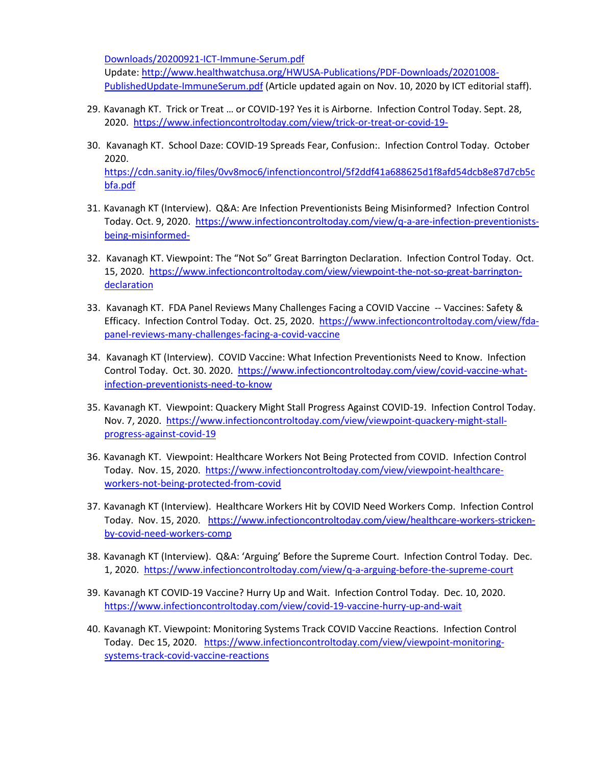Downloads/20200921-ICT-Immune-Serum.pdf
Update: http://www.healthwatchusa.org/HWUSA-Publications/PDF-Downloads/20201008-PublishedUpdate-ImmuneSerum.pdf (Article updated again on Nov. 10, 2020 by ICT editorial staff).

29. Kavanagh KT. Trick or Treat … or COVID-19? Yes it is Airborne. Infection Control Today. Sept. 28, 2020. https://www.infectioncontroltoday.com/view/trick-or-treat-or-covid-19-

30. Kavanagh KT. School Daze: COVID-19 Spreads Fear, Confusion:. Infection Control Today. October 2020. https://cdn.sanity.io/files/0vv8moc6/infenctioncontrol/5f2ddf41a688625d1f8afd54dcb8e87d7cb5cbfa.pdf

31. Kavanagh KT (Interview). Q&A: Are Infection Preventionists Being Misinformed? Infection Control Today. Oct. 9, 2020. https://www.infectioncontroltoday.com/view/q-a-are-infection-preventionists-being-misinformed-

32. Kavanagh KT. Viewpoint: The "Not So" Great Barrington Declaration. Infection Control Today. Oct. 15, 2020. https://www.infectioncontroltoday.com/view/viewpoint-the-not-so-great-barrington-declaration

33. Kavanagh KT. FDA Panel Reviews Many Challenges Facing a COVID Vaccine -- Vaccines: Safety & Efficacy. Infection Control Today. Oct. 25, 2020. https://www.infectioncontroltoday.com/view/fda-panel-reviews-many-challenges-facing-a-covid-vaccine

34. Kavanagh KT (Interview). COVID Vaccine: What Infection Preventionists Need to Know. Infection Control Today. Oct. 30. 2020. https://www.infectioncontroltoday.com/view/covid-vaccine-what-infection-preventionists-need-to-know

35. Kavanagh KT. Viewpoint: Quackery Might Stall Progress Against COVID-19. Infection Control Today. Nov. 7, 2020. https://www.infectioncontroltoday.com/view/viewpoint-quackery-might-stall-progress-against-covid-19

36. Kavanagh KT. Viewpoint: Healthcare Workers Not Being Protected from COVID. Infection Control Today. Nov. 15, 2020. https://www.infectioncontroltoday.com/view/viewpoint-healthcare-workers-not-being-protected-from-covid

37. Kavanagh KT (Interview). Healthcare Workers Hit by COVID Need Workers Comp. Infection Control Today. Nov. 15, 2020. https://www.infectioncontroltoday.com/view/healthcare-workers-stricken-by-covid-need-workers-comp

38. Kavanagh KT (Interview). Q&A: 'Arguing' Before the Supreme Court. Infection Control Today. Dec. 1, 2020. https://www.infectioncontroltoday.com/view/q-a-arguing-before-the-supreme-court

39. Kavanagh KT COVID-19 Vaccine? Hurry Up and Wait. Infection Control Today. Dec. 10, 2020. https://www.infectioncontroltoday.com/view/covid-19-vaccine-hurry-up-and-wait

40. Kavanagh KT. Viewpoint: Monitoring Systems Track COVID Vaccine Reactions. Infection Control Today. Dec 15, 2020. https://www.infectioncontroltoday.com/view/viewpoint-monitoring-systems-track-covid-vaccine-reactions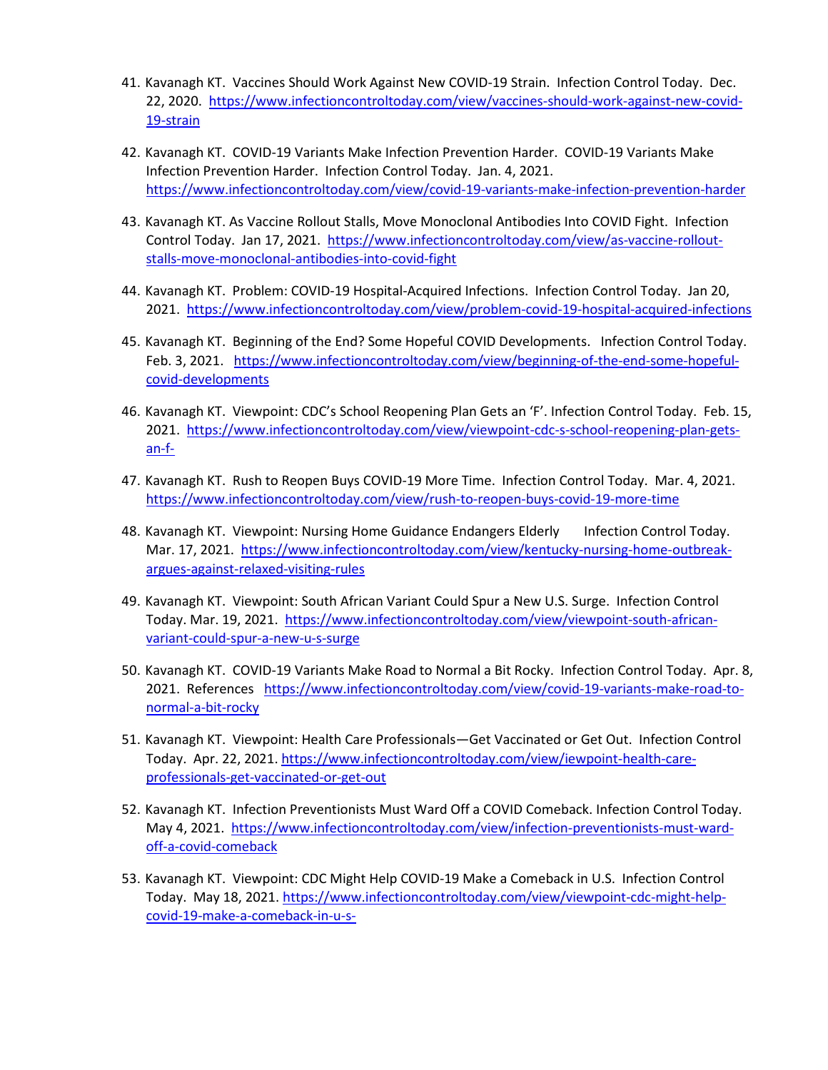41. Kavanagh KT. Vaccines Should Work Against New COVID-19 Strain. Infection Control Today. Dec. 22, 2020. https://www.infectioncontroltoday.com/view/vaccines-should-work-against-new-covid-19-strain

42. Kavanagh KT. COVID-19 Variants Make Infection Prevention Harder. COVID-19 Variants Make Infection Prevention Harder. Infection Control Today. Jan. 4, 2021. https://www.infectioncontroltoday.com/view/covid-19-variants-make-infection-prevention-harder

43. Kavanagh KT. As Vaccine Rollout Stalls, Move Monoclonal Antibodies Into COVID Fight. Infection Control Today. Jan 17, 2021. https://www.infectioncontroltoday.com/view/as-vaccine-rollout-stalls-move-monoclonal-antibodies-into-covid-fight

44. Kavanagh KT. Problem: COVID-19 Hospital-Acquired Infections. Infection Control Today. Jan 20, 2021. https://www.infectioncontroltoday.com/view/problem-covid-19-hospital-acquired-infections

45. Kavanagh KT. Beginning of the End? Some Hopeful COVID Developments. Infection Control Today. Feb. 3, 2021. https://www.infectioncontroltoday.com/view/beginning-of-the-end-some-hopeful-covid-developments

46. Kavanagh KT. Viewpoint: CDC's School Reopening Plan Gets an 'F'. Infection Control Today. Feb. 15, 2021. https://www.infectioncontroltoday.com/view/viewpoint-cdc-s-school-reopening-plan-gets-an-f-

47. Kavanagh KT. Rush to Reopen Buys COVID-19 More Time. Infection Control Today. Mar. 4, 2021. https://www.infectioncontroltoday.com/view/rush-to-reopen-buys-covid-19-more-time

48. Kavanagh KT. Viewpoint: Nursing Home Guidance Endangers Elderly Infection Control Today. Mar. 17, 2021. https://www.infectioncontroltoday.com/view/kentucky-nursing-home-outbreak-argues-against-relaxed-visiting-rules

49. Kavanagh KT. Viewpoint: South African Variant Could Spur a New U.S. Surge. Infection Control Today. Mar. 19, 2021. https://www.infectioncontroltoday.com/view/viewpoint-south-african-variant-could-spur-a-new-u-s-surge

50. Kavanagh KT. COVID-19 Variants Make Road to Normal a Bit Rocky. Infection Control Today. Apr. 8, 2021. References https://www.infectioncontroltoday.com/view/covid-19-variants-make-road-to-normal-a-bit-rocky

51. Kavanagh KT. Viewpoint: Health Care Professionals—Get Vaccinated or Get Out. Infection Control Today. Apr. 22, 2021. https://www.infectioncontroltoday.com/view/iewpoint-health-care-professionals-get-vaccinated-or-get-out

52. Kavanagh KT. Infection Preventionists Must Ward Off a COVID Comeback. Infection Control Today. May 4, 2021. https://www.infectioncontroltoday.com/view/infection-preventionists-must-ward-off-a-covid-comeback

53. Kavanagh KT. Viewpoint: CDC Might Help COVID-19 Make a Comeback in U.S. Infection Control Today. May 18, 2021. https://www.infectioncontroltoday.com/view/viewpoint-cdc-might-help-covid-19-make-a-comeback-in-u-s-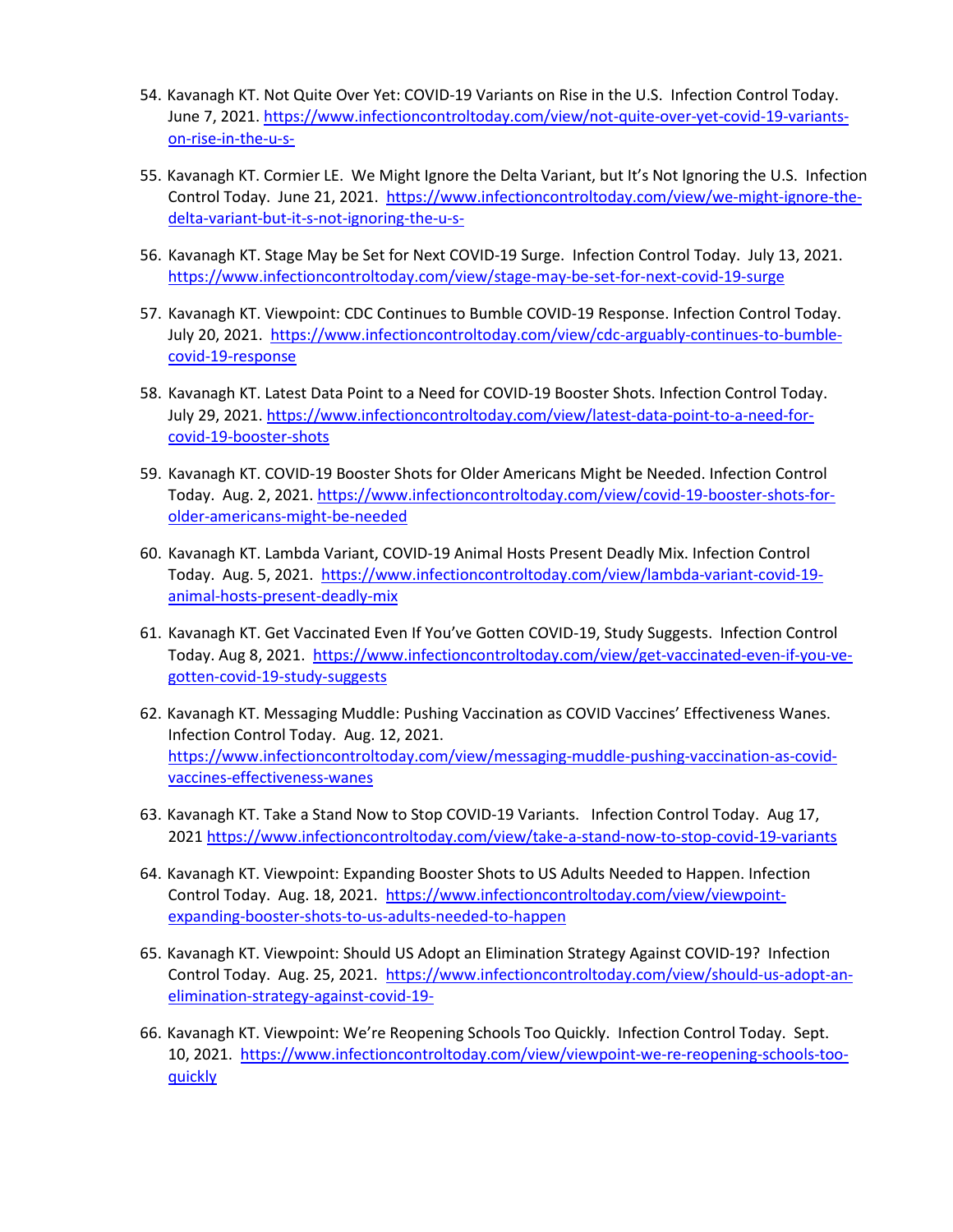54. Kavanagh KT. Not Quite Over Yet: COVID-19 Variants on Rise in the U.S. Infection Control Today. June 7, 2021. https://www.infectioncontroltoday.com/view/not-quite-over-yet-covid-19-variants-on-rise-in-the-u-s-

55. Kavanagh KT. Cormier LE. We Might Ignore the Delta Variant, but It's Not Ignoring the U.S. Infection Control Today. June 21, 2021. https://www.infectioncontroltoday.com/view/we-might-ignore-the-delta-variant-but-it-s-not-ignoring-the-u-s-

56. Kavanagh KT. Stage May be Set for Next COVID-19 Surge. Infection Control Today. July 13, 2021. https://www.infectioncontroltoday.com/view/stage-may-be-set-for-next-covid-19-surge

57. Kavanagh KT. Viewpoint: CDC Continues to Bumble COVID-19 Response. Infection Control Today. July 20, 2021. https://www.infectioncontroltoday.com/view/cdc-arguably-continues-to-bumble-covid-19-response

58. Kavanagh KT. Latest Data Point to a Need for COVID-19 Booster Shots. Infection Control Today. July 29, 2021. https://www.infectioncontroltoday.com/view/latest-data-point-to-a-need-for-covid-19-booster-shots

59. Kavanagh KT. COVID-19 Booster Shots for Older Americans Might be Needed. Infection Control Today. Aug. 2, 2021. https://www.infectioncontroltoday.com/view/covid-19-booster-shots-for-older-americans-might-be-needed

60. Kavanagh KT. Lambda Variant, COVID-19 Animal Hosts Present Deadly Mix. Infection Control Today. Aug. 5, 2021. https://www.infectioncontroltoday.com/view/lambda-variant-covid-19-animal-hosts-present-deadly-mix

61. Kavanagh KT. Get Vaccinated Even If You've Gotten COVID-19, Study Suggests. Infection Control Today. Aug 8, 2021. https://www.infectioncontroltoday.com/view/get-vaccinated-even-if-you-ve-gotten-covid-19-study-suggests

62. Kavanagh KT. Messaging Muddle: Pushing Vaccination as COVID Vaccines' Effectiveness Wanes. Infection Control Today. Aug. 12, 2021. https://www.infectioncontroltoday.com/view/messaging-muddle-pushing-vaccination-as-covid-vaccines-effectiveness-wanes

63. Kavanagh KT. Take a Stand Now to Stop COVID-19 Variants. Infection Control Today. Aug 17, 2021 https://www.infectioncontroltoday.com/view/take-a-stand-now-to-stop-covid-19-variants

64. Kavanagh KT. Viewpoint: Expanding Booster Shots to US Adults Needed to Happen. Infection Control Today. Aug. 18, 2021. https://www.infectioncontroltoday.com/view/viewpoint-expanding-booster-shots-to-us-adults-needed-to-happen

65. Kavanagh KT. Viewpoint: Should US Adopt an Elimination Strategy Against COVID-19? Infection Control Today. Aug. 25, 2021. https://www.infectioncontroltoday.com/view/should-us-adopt-an-elimination-strategy-against-covid-19-

66. Kavanagh KT. Viewpoint: We're Reopening Schools Too Quickly. Infection Control Today. Sept. 10, 2021. https://www.infectioncontroltoday.com/view/viewpoint-we-re-reopening-schools-too-quickly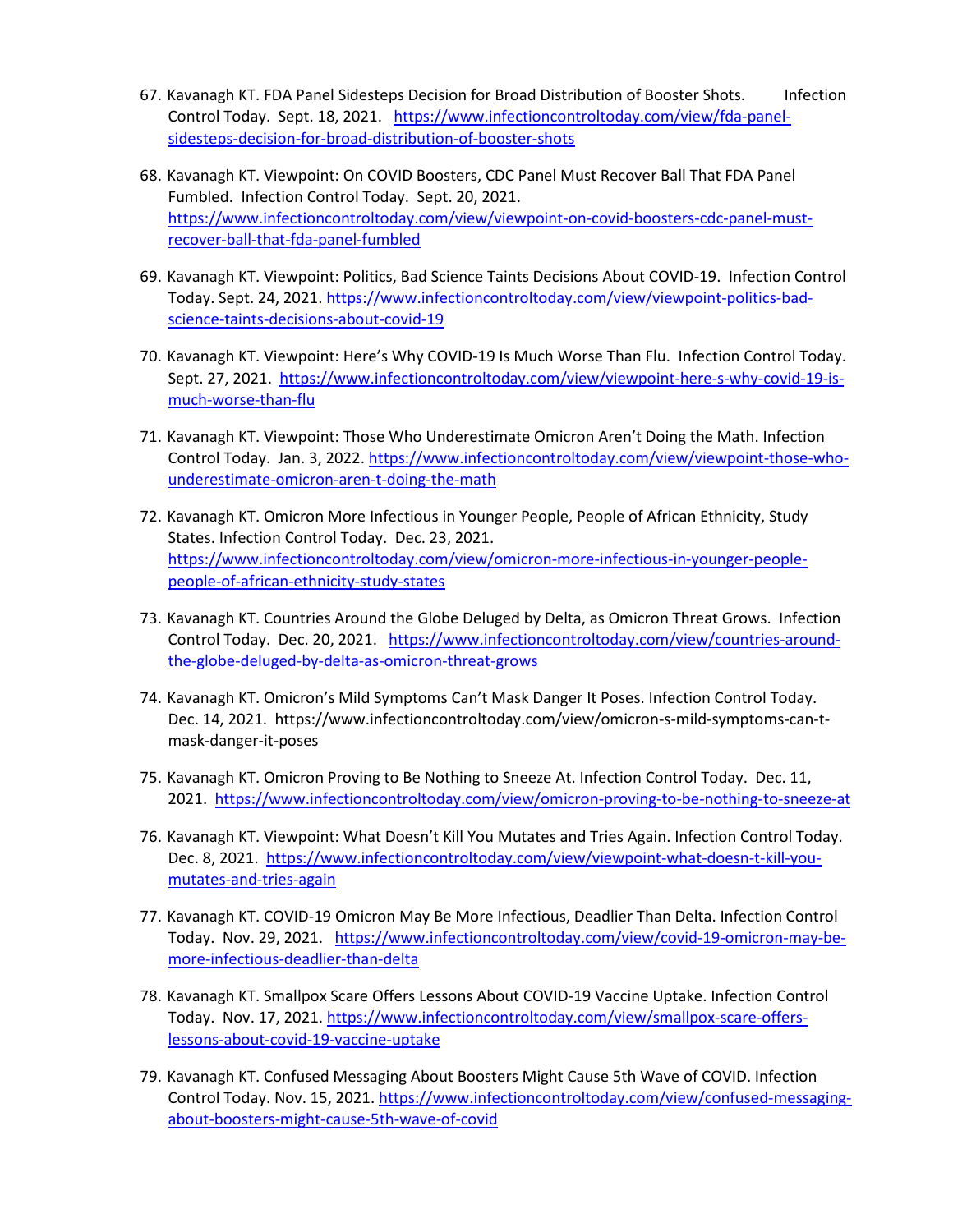67. Kavanagh KT. FDA Panel Sidesteps Decision for Broad Distribution of Booster Shots. Infection Control Today. Sept. 18, 2021. https://www.infectioncontroltoday.com/view/fda-panel-sidesteps-decision-for-broad-distribution-of-booster-shots

68. Kavanagh KT. Viewpoint: On COVID Boosters, CDC Panel Must Recover Ball That FDA Panel Fumbled. Infection Control Today. Sept. 20, 2021. https://www.infectioncontroltoday.com/view/viewpoint-on-covid-boosters-cdc-panel-must-recover-ball-that-fda-panel-fumbled

69. Kavanagh KT. Viewpoint: Politics, Bad Science Taints Decisions About COVID-19. Infection Control Today. Sept. 24, 2021. https://www.infectioncontroltoday.com/view/viewpoint-politics-bad-science-taints-decisions-about-covid-19

70. Kavanagh KT. Viewpoint: Here's Why COVID-19 Is Much Worse Than Flu. Infection Control Today. Sept. 27, 2021. https://www.infectioncontroltoday.com/view/viewpoint-here-s-why-covid-19-is-much-worse-than-flu

71. Kavanagh KT. Viewpoint: Those Who Underestimate Omicron Aren't Doing the Math. Infection Control Today. Jan. 3, 2022. https://www.infectioncontroltoday.com/view/viewpoint-those-who-underestimate-omicron-aren-t-doing-the-math

72. Kavanagh KT. Omicron More Infectious in Younger People, People of African Ethnicity, Study States. Infection Control Today. Dec. 23, 2021. https://www.infectioncontroltoday.com/view/omicron-more-infectious-in-younger-people-people-of-african-ethnicity-study-states

73. Kavanagh KT. Countries Around the Globe Deluged by Delta, as Omicron Threat Grows. Infection Control Today. Dec. 20, 2021. https://www.infectioncontroltoday.com/view/countries-around-the-globe-deluged-by-delta-as-omicron-threat-grows

74. Kavanagh KT. Omicron's Mild Symptoms Can't Mask Danger It Poses. Infection Control Today. Dec. 14, 2021. https://www.infectioncontroltoday.com/view/omicron-s-mild-symptoms-can-t-mask-danger-it-poses

75. Kavanagh KT. Omicron Proving to Be Nothing to Sneeze At. Infection Control Today. Dec. 11, 2021. https://www.infectioncontroltoday.com/view/omicron-proving-to-be-nothing-to-sneeze-at

76. Kavanagh KT. Viewpoint: What Doesn't Kill You Mutates and Tries Again. Infection Control Today. Dec. 8, 2021. https://www.infectioncontroltoday.com/view/viewpoint-what-doesn-t-kill-you-mutates-and-tries-again

77. Kavanagh KT. COVID-19 Omicron May Be More Infectious, Deadlier Than Delta. Infection Control Today. Nov. 29, 2021. https://www.infectioncontroltoday.com/view/covid-19-omicron-may-be-more-infectious-deadlier-than-delta

78. Kavanagh KT. Smallpox Scare Offers Lessons About COVID-19 Vaccine Uptake. Infection Control Today. Nov. 17, 2021. https://www.infectioncontroltoday.com/view/smallpox-scare-offers-lessons-about-covid-19-vaccine-uptake

79. Kavanagh KT. Confused Messaging About Boosters Might Cause 5th Wave of COVID. Infection Control Today. Nov. 15, 2021. https://www.infectioncontroltoday.com/view/confused-messaging-about-boosters-might-cause-5th-wave-of-covid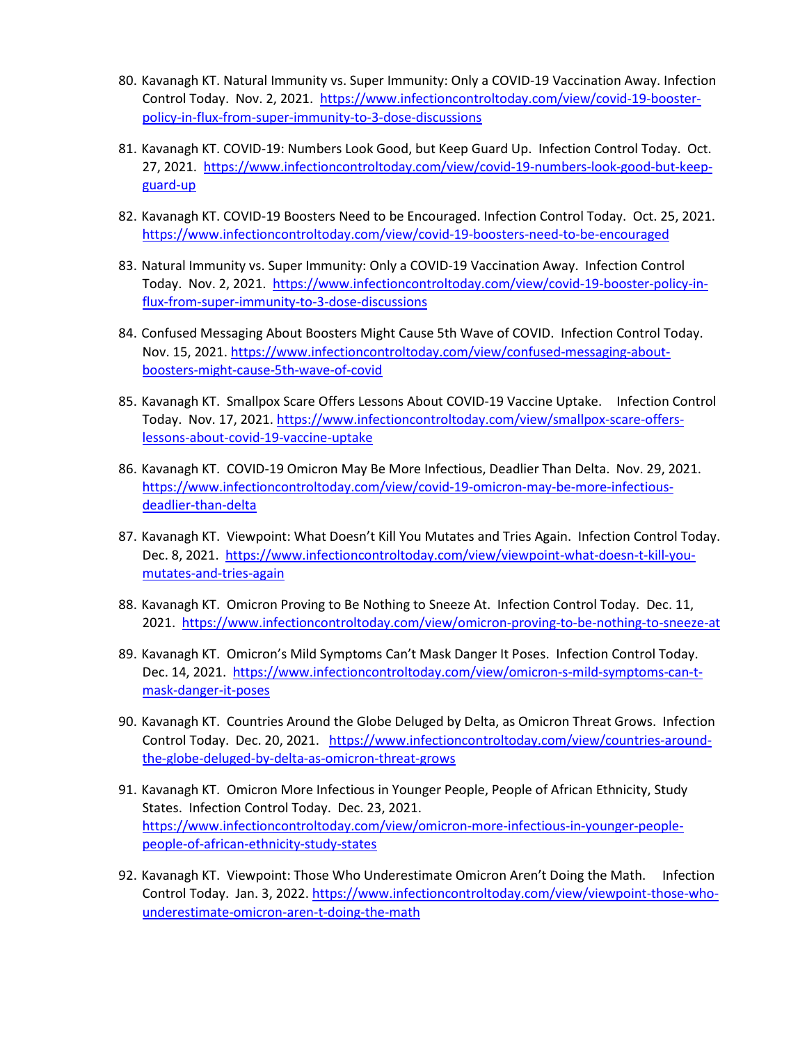80. Kavanagh KT. Natural Immunity vs. Super Immunity: Only a COVID-19 Vaccination Away. Infection Control Today. Nov. 2, 2021. https://www.infectioncontroltoday.com/view/covid-19-booster-policy-in-flux-from-super-immunity-to-3-dose-discussions

81. Kavanagh KT. COVID-19: Numbers Look Good, but Keep Guard Up. Infection Control Today. Oct. 27, 2021. https://www.infectioncontroltoday.com/view/covid-19-numbers-look-good-but-keep-guard-up

82. Kavanagh KT. COVID-19 Boosters Need to be Encouraged. Infection Control Today. Oct. 25, 2021. https://www.infectioncontroltoday.com/view/covid-19-boosters-need-to-be-encouraged

83. Natural Immunity vs. Super Immunity: Only a COVID-19 Vaccination Away. Infection Control Today. Nov. 2, 2021. https://www.infectioncontroltoday.com/view/covid-19-booster-policy-in-flux-from-super-immunity-to-3-dose-discussions

84. Confused Messaging About Boosters Might Cause 5th Wave of COVID. Infection Control Today. Nov. 15, 2021. https://www.infectioncontroltoday.com/view/confused-messaging-about-boosters-might-cause-5th-wave-of-covid

85. Kavanagh KT. Smallpox Scare Offers Lessons About COVID-19 Vaccine Uptake. Infection Control Today. Nov. 17, 2021. https://www.infectioncontroltoday.com/view/smallpox-scare-offers-lessons-about-covid-19-vaccine-uptake

86. Kavanagh KT. COVID-19 Omicron May Be More Infectious, Deadlier Than Delta. Nov. 29, 2021. https://www.infectioncontroltoday.com/view/covid-19-omicron-may-be-more-infectious-deadlier-than-delta

87. Kavanagh KT. Viewpoint: What Doesn't Kill You Mutates and Tries Again. Infection Control Today. Dec. 8, 2021. https://www.infectioncontroltoday.com/view/viewpoint-what-doesn-t-kill-you-mutates-and-tries-again

88. Kavanagh KT. Omicron Proving to Be Nothing to Sneeze At. Infection Control Today. Dec. 11, 2021. https://www.infectioncontroltoday.com/view/omicron-proving-to-be-nothing-to-sneeze-at

89. Kavanagh KT. Omicron's Mild Symptoms Can't Mask Danger It Poses. Infection Control Today. Dec. 14, 2021. https://www.infectioncontroltoday.com/view/omicron-s-mild-symptoms-can-t-mask-danger-it-poses

90. Kavanagh KT. Countries Around the Globe Deluged by Delta, as Omicron Threat Grows. Infection Control Today. Dec. 20, 2021. https://www.infectioncontroltoday.com/view/countries-around-the-globe-deluged-by-delta-as-omicron-threat-grows

91. Kavanagh KT. Omicron More Infectious in Younger People, People of African Ethnicity, Study States. Infection Control Today. Dec. 23, 2021. https://www.infectioncontroltoday.com/view/omicron-more-infectious-in-younger-people-people-of-african-ethnicity-study-states

92. Kavanagh KT. Viewpoint: Those Who Underestimate Omicron Aren't Doing the Math. Infection Control Today. Jan. 3, 2022. https://www.infectioncontroltoday.com/view/viewpoint-those-who-underestimate-omicron-aren-t-doing-the-math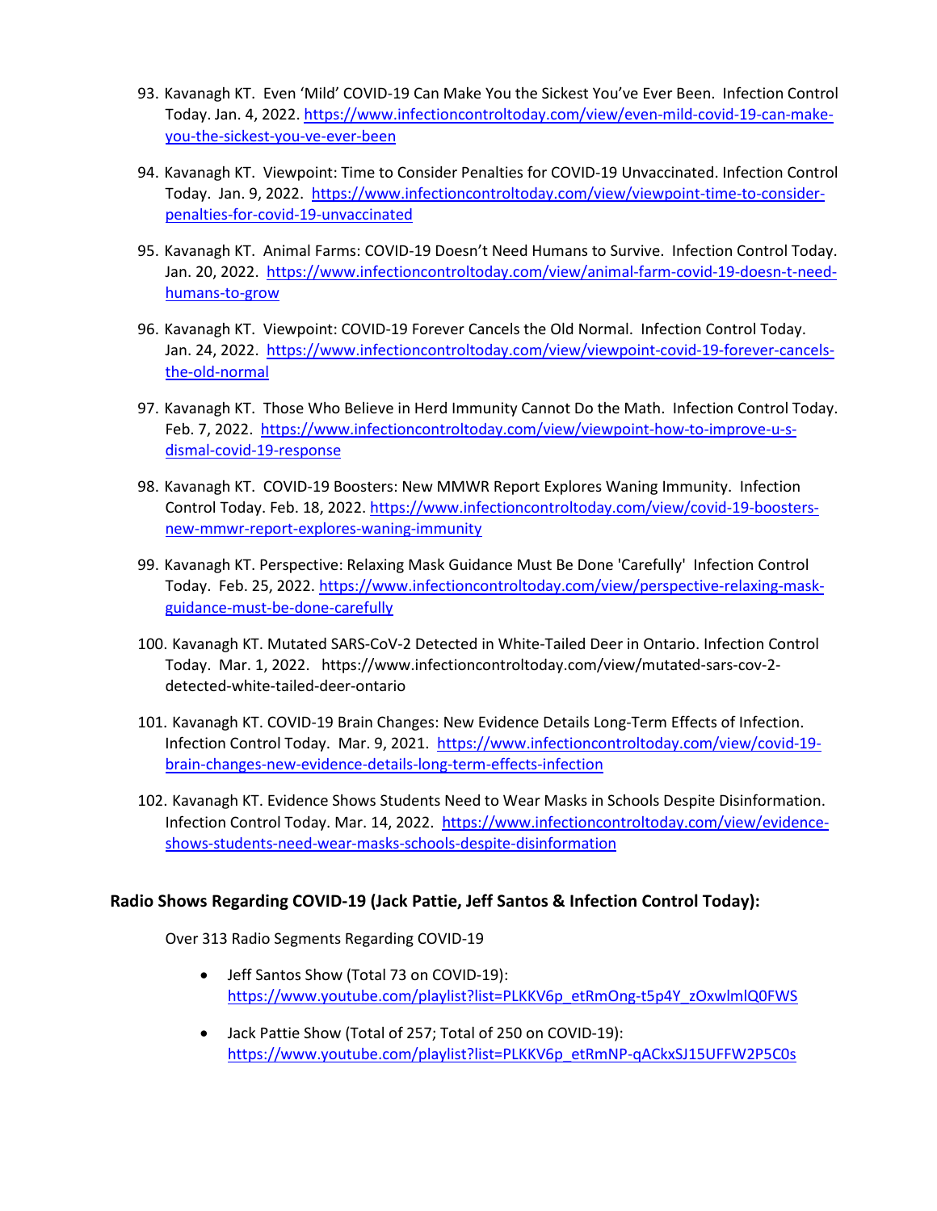93. Kavanagh KT. Even 'Mild' COVID-19 Can Make You the Sickest You've Ever Been. Infection Control Today. Jan. 4, 2022. https://www.infectioncontroltoday.com/view/even-mild-covid-19-can-make-you-the-sickest-you-ve-ever-been

94. Kavanagh KT. Viewpoint: Time to Consider Penalties for COVID-19 Unvaccinated. Infection Control Today. Jan. 9, 2022. https://www.infectioncontroltoday.com/view/viewpoint-time-to-consider-penalties-for-covid-19-unvaccinated

95. Kavanagh KT. Animal Farms: COVID-19 Doesn't Need Humans to Survive. Infection Control Today. Jan. 20, 2022. https://www.infectioncontroltoday.com/view/animal-farm-covid-19-doesn-t-need-humans-to-grow

96. Kavanagh KT. Viewpoint: COVID-19 Forever Cancels the Old Normal. Infection Control Today. Jan. 24, 2022. https://www.infectioncontroltoday.com/view/viewpoint-covid-19-forever-cancels-the-old-normal

97. Kavanagh KT. Those Who Believe in Herd Immunity Cannot Do the Math. Infection Control Today. Feb. 7, 2022. https://www.infectioncontroltoday.com/view/viewpoint-how-to-improve-u-s-dismal-covid-19-response

98. Kavanagh KT. COVID-19 Boosters: New MMWR Report Explores Waning Immunity. Infection Control Today. Feb. 18, 2022. https://www.infectioncontroltoday.com/view/covid-19-boosters-new-mmwr-report-explores-waning-immunity

99. Kavanagh KT. Perspective: Relaxing Mask Guidance Must Be Done 'Carefully' Infection Control Today. Feb. 25, 2022. https://www.infectioncontroltoday.com/view/perspective-relaxing-mask-guidance-must-be-done-carefully

100. Kavanagh KT. Mutated SARS-CoV-2 Detected in White-Tailed Deer in Ontario. Infection Control Today. Mar. 1, 2022. https://www.infectioncontroltoday.com/view/mutated-sars-cov-2-detected-white-tailed-deer-ontario

101. Kavanagh KT. COVID-19 Brain Changes: New Evidence Details Long-Term Effects of Infection. Infection Control Today. Mar. 9, 2021. https://www.infectioncontroltoday.com/view/covid-19-brain-changes-new-evidence-details-long-term-effects-infection

102. Kavanagh KT. Evidence Shows Students Need to Wear Masks in Schools Despite Disinformation. Infection Control Today. Mar. 14, 2022. https://www.infectioncontroltoday.com/view/evidence-shows-students-need-wear-masks-schools-despite-disinformation

### Radio Shows Regarding COVID-19 (Jack Pattie, Jeff Santos & Infection Control Today):

Over 313 Radio Segments Regarding COVID-19

- Jeff Santos Show (Total 73 on COVID-19): https://www.youtube.com/playlist?list=PLKKV6p_etRmOng-t5p4Y_zOxwlmlQ0FWS
- Jack Pattie Show (Total of 257; Total of 250 on COVID-19): https://www.youtube.com/playlist?list=PLKKV6p_etRmNP-qACkxSJ15UFFW2P5C0s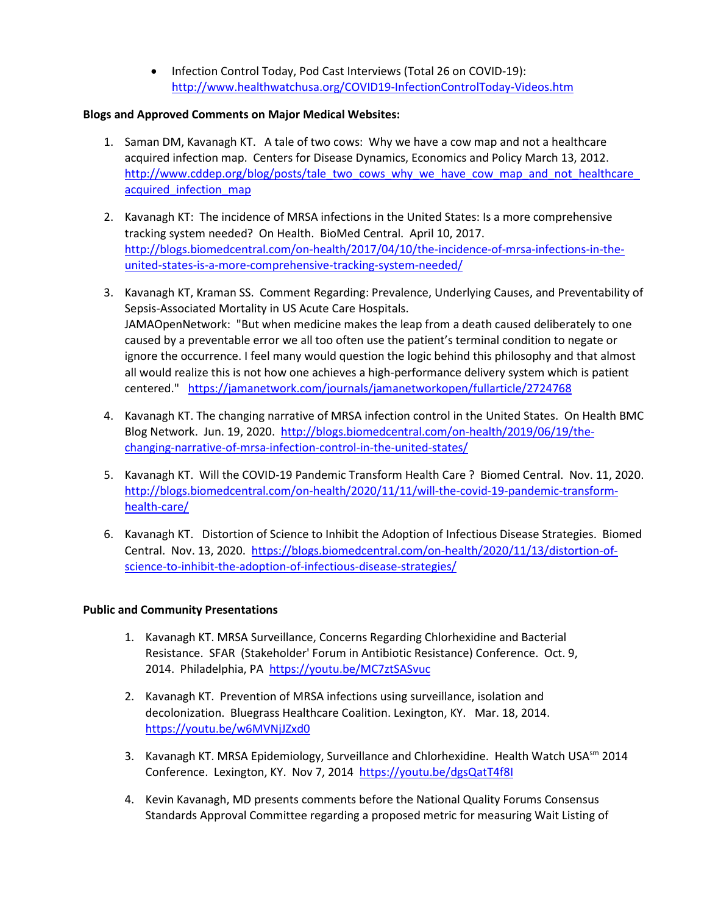- Infection Control Today, Pod Cast Interviews (Total 26 on COVID-19): http://www.healthwatchusa.org/COVID19-InfectionControlToday-Videos.htm

**Blogs and Approved Comments on Major Medical Websites:**

1. Saman DM, Kavanagh KT. A tale of two cows: Why we have a cow map and not a healthcare acquired infection map. Centers for Disease Dynamics, Economics and Policy March 13, 2012. http://www.cddep.org/blog/posts/tale_two_cows_why_we_have_cow_map_and_not_healthcare_acquired_infection_map

2. Kavanagh KT: The incidence of MRSA infections in the United States: Is a more comprehensive tracking system needed? On Health. BioMed Central. April 10, 2017. http://blogs.biomedcentral.com/on-health/2017/04/10/the-incidence-of-mrsa-infections-in-the-united-states-is-a-more-comprehensive-tracking-system-needed/

3. Kavanagh KT, Kraman SS. Comment Regarding: Prevalence, Underlying Causes, and Preventability of Sepsis-Associated Mortality in US Acute Care Hospitals. JAMAOpenNetwork: "But when medicine makes the leap from a death caused deliberately to one caused by a preventable error we all too often use the patient's terminal condition to negate or ignore the occurrence. I feel many would question the logic behind this philosophy and that almost all would realize this is not how one achieves a high-performance delivery system which is patient centered." https://jamanetwork.com/journals/jamanetworkopen/fullarticle/2724768

4. Kavanagh KT. The changing narrative of MRSA infection control in the United States. On Health BMC Blog Network. Jun. 19, 2020. http://blogs.biomedcentral.com/on-health/2019/06/19/the-changing-narrative-of-mrsa-infection-control-in-the-united-states/

5. Kavanagh KT. Will the COVID-19 Pandemic Transform Health Care ? Biomed Central. Nov. 11, 2020. http://blogs.biomedcentral.com/on-health/2020/11/11/will-the-covid-19-pandemic-transform-health-care/

6. Kavanagh KT. Distortion of Science to Inhibit the Adoption of Infectious Disease Strategies. Biomed Central. Nov. 13, 2020. https://blogs.biomedcentral.com/on-health/2020/11/13/distortion-of-science-to-inhibit-the-adoption-of-infectious-disease-strategies/

**Public and Community Presentations**

1. Kavanagh KT. MRSA Surveillance, Concerns Regarding Chlorhexidine and Bacterial Resistance. SFAR (Stakeholder' Forum in Antibiotic Resistance) Conference. Oct. 9, 2014. Philadelphia, PA https://youtu.be/MC7ztSASvuc

2. Kavanagh KT. Prevention of MRSA infections using surveillance, isolation and decolonization. Bluegrass Healthcare Coalition. Lexington, KY. Mar. 18, 2014. https://youtu.be/w6MVNjJZxd0

3. Kavanagh KT. MRSA Epidemiology, Surveillance and Chlorhexidine. Health Watch USA[sm] 2014 Conference. Lexington, KY. Nov 7, 2014 https://youtu.be/dgsQatT4f8I

4. Kevin Kavanagh, MD presents comments before the National Quality Forums Consensus Standards Approval Committee regarding a proposed metric for measuring Wait Listing of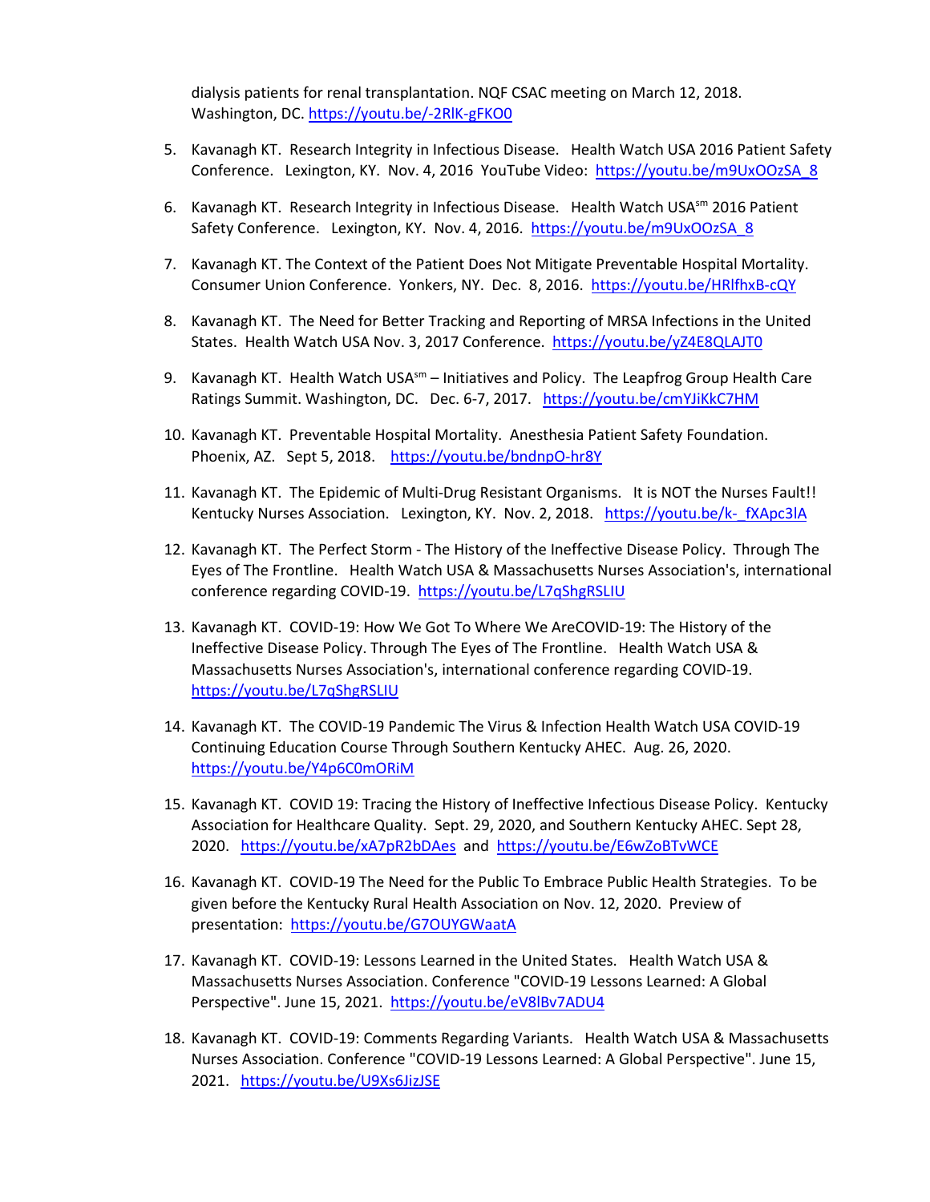dialysis patients for renal transplantation. NQF CSAC meeting on March 12, 2018. Washington, DC. https://youtu.be/-2RlK-gFKO0

5. Kavanagh KT. Research Integrity in Infectious Disease. Health Watch USA 2016 Patient Safety Conference. Lexington, KY. Nov. 4, 2016 YouTube Video: https://youtu.be/m9UxOOzSA_8

6. Kavanagh KT. Research Integrity in Infectious Disease. Health Watch USA[sm] 2016 Patient Safety Conference. Lexington, KY. Nov. 4, 2016. https://youtu.be/m9UxOOzSA_8

7. Kavanagh KT. The Context of the Patient Does Not Mitigate Preventable Hospital Mortality. Consumer Union Conference. Yonkers, NY. Dec. 8, 2016. https://youtu.be/HRlfhxB-cQY

8. Kavanagh KT. The Need for Better Tracking and Reporting of MRSA Infections in the United States. Health Watch USA Nov. 3, 2017 Conference. https://youtu.be/yZ4E8QLAJT0

9. Kavanagh KT. Health Watch USA[sm] – Initiatives and Policy. The Leapfrog Group Health Care Ratings Summit. Washington, DC. Dec. 6-7, 2017. https://youtu.be/cmYJiKkC7HM

10. Kavanagh KT. Preventable Hospital Mortality. Anesthesia Patient Safety Foundation. Phoenix, AZ. Sept 5, 2018. https://youtu.be/bndnpO-hr8Y

11. Kavanagh KT. The Epidemic of Multi-Drug Resistant Organisms. It is NOT the Nurses Fault!! Kentucky Nurses Association. Lexington, KY. Nov. 2, 2018. https://youtu.be/k-_fXApc3lA

12. Kavanagh KT. The Perfect Storm - The History of the Ineffective Disease Policy. Through The Eyes of The Frontline. Health Watch USA & Massachusetts Nurses Association's, international conference regarding COVID-19. https://youtu.be/L7qShgRSLIU

13. Kavanagh KT. COVID-19: How We Got To Where We AreCOVID-19: The History of the Ineffective Disease Policy. Through The Eyes of The Frontline. Health Watch USA & Massachusetts Nurses Association's, international conference regarding COVID-19. https://youtu.be/L7qShgRSLIU

14. Kavanagh KT. The COVID-19 Pandemic The Virus & Infection Health Watch USA COVID-19 Continuing Education Course Through Southern Kentucky AHEC. Aug. 26, 2020. https://youtu.be/Y4p6C0mORiM

15. Kavanagh KT. COVID 19: Tracing the History of Ineffective Infectious Disease Policy. Kentucky Association for Healthcare Quality. Sept. 29, 2020, and Southern Kentucky AHEC. Sept 28, 2020. https://youtu.be/xA7pR2bDAes and https://youtu.be/E6wZoBTvWCE

16. Kavanagh KT. COVID-19 The Need for the Public To Embrace Public Health Strategies. To be given before the Kentucky Rural Health Association on Nov. 12, 2020. Preview of presentation: https://youtu.be/G7OUYGWaatA

17. Kavanagh KT. COVID-19: Lessons Learned in the United States. Health Watch USA & Massachusetts Nurses Association. Conference "COVID-19 Lessons Learned: A Global Perspective". June 15, 2021. https://youtu.be/eV8lBv7ADU4

18. Kavanagh KT. COVID-19: Comments Regarding Variants. Health Watch USA & Massachusetts Nurses Association. Conference "COVID-19 Lessons Learned: A Global Perspective". June 15, 2021. https://youtu.be/U9Xs6JizJSE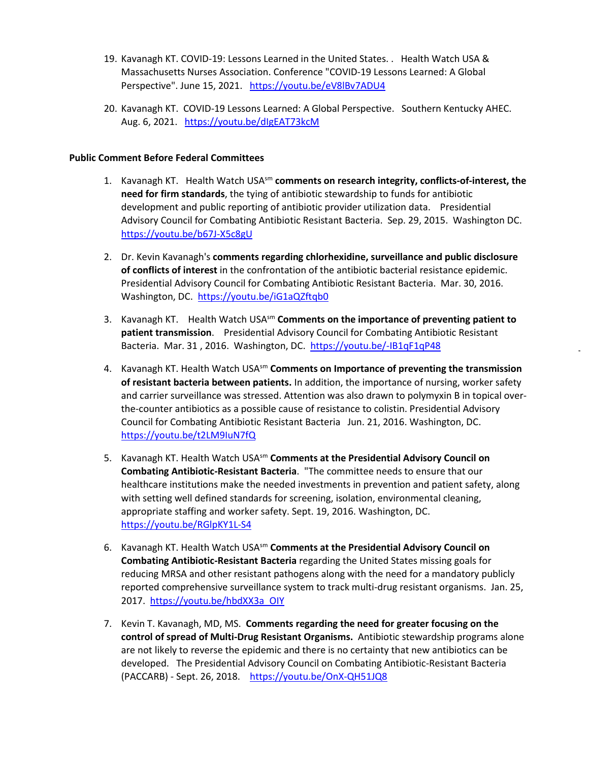19. Kavanagh KT. COVID-19: Lessons Learned in the United States. . Health Watch USA & Massachusetts Nurses Association. Conference "COVID-19 Lessons Learned: A Global Perspective". June 15, 2021. https://youtu.be/eV8lBv7ADU4

20. Kavanagh KT. COVID-19 Lessons Learned: A Global Perspective. Southern Kentucky AHEC. Aug. 6, 2021. https://youtu.be/dIgEAT73kcM

**Public Comment Before Federal Committees**

1. Kavanagh KT. Health Watch USA[sm] **comments on research integrity, conflicts-of-interest, the need for firm standards**, the tying of antibiotic stewardship to funds for antibiotic development and public reporting of antibiotic provider utilization data. Presidential Advisory Council for Combating Antibiotic Resistant Bacteria. Sep. 29, 2015. Washington DC. https://youtu.be/b67J-X5c8gU

2. Dr. Kevin Kavanagh's **comments regarding chlorhexidine, surveillance and public disclosure of conflicts of interest** in the confrontation of the antibiotic bacterial resistance epidemic. Presidential Advisory Council for Combating Antibiotic Resistant Bacteria. Mar. 30, 2016. Washington, DC. https://youtu.be/iG1aQZftqb0

3. Kavanagh KT. Health Watch USA[sm] **Comments on the importance of preventing patient to patient transmission**. Presidential Advisory Council for Combating Antibiotic Resistant Bacteria. Mar. 31 , 2016. Washington, DC. https://youtu.be/-IB1qF1qP48

4. Kavanagh KT. Health Watch USA[sm] **Comments on Importance of preventing the transmission of resistant bacteria between patients.** In addition, the importance of nursing, worker safety and carrier surveillance was stressed. Attention was also drawn to polymyxin B in topical over-the-counter antibiotics as a possible cause of resistance to colistin. Presidential Advisory Council for Combating Antibiotic Resistant Bacteria Jun. 21, 2016. Washington, DC. https://youtu.be/t2LM9IuN7fQ

5. Kavanagh KT. Health Watch USA[sm] **Comments at the Presidential Advisory Council on Combating Antibiotic-Resistant Bacteria**. "The committee needs to ensure that our healthcare institutions make the needed investments in prevention and patient safety, along with setting well defined standards for screening, isolation, environmental cleaning, appropriate staffing and worker safety. Sept. 19, 2016. Washington, DC. https://youtu.be/RGlpKY1L-S4

6. Kavanagh KT. Health Watch USA[sm] **Comments at the Presidential Advisory Council on Combating Antibiotic-Resistant Bacteria** regarding the United States missing goals for reducing MRSA and other resistant pathogens along with the need for a mandatory publicly reported comprehensive surveillance system to track multi-drug resistant organisms. Jan. 25, 2017. https://youtu.be/hbdXX3a_OIY

7. Kevin T. Kavanagh, MD, MS. **Comments regarding the need for greater focusing on the control of spread of Multi-Drug Resistant Organisms.** Antibiotic stewardship programs alone are not likely to reverse the epidemic and there is no certainty that new antibiotics can be developed. The Presidential Advisory Council on Combating Antibiotic-Resistant Bacteria (PACCARB) - Sept. 26, 2018. https://youtu.be/OnX-QH51JQ8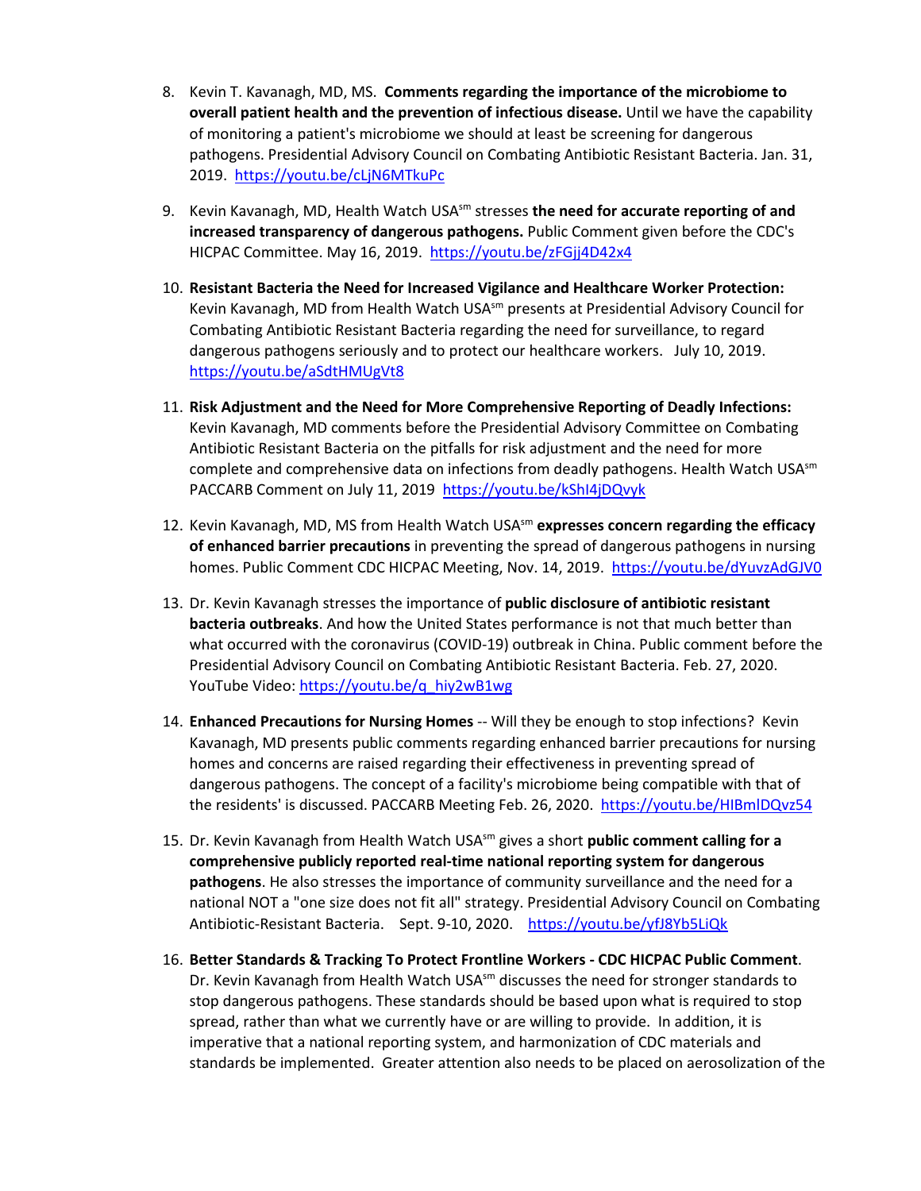8. Kevin T. Kavanagh, MD, MS. **Comments regarding the importance of the microbiome to overall patient health and the prevention of infectious disease.** Until we have the capability of monitoring a patient's microbiome we should at least be screening for dangerous pathogens. Presidential Advisory Council on Combating Antibiotic Resistant Bacteria. Jan. 31, 2019. https://youtu.be/cLjN6MTkuPc

9. Kevin Kavanagh, MD, Health Watch USA[sm] stresses **the need for accurate reporting of and increased transparency of dangerous pathogens.** Public Comment given before the CDC's HICPAC Committee. May 16, 2019. https://youtu.be/zFGjj4D42x4

10. **Resistant Bacteria the Need for Increased Vigilance and Healthcare Worker Protection:** Kevin Kavanagh, MD from Health Watch USA[sm] presents at Presidential Advisory Council for Combating Antibiotic Resistant Bacteria regarding the need for surveillance, to regard dangerous pathogens seriously and to protect our healthcare workers. July 10, 2019. https://youtu.be/aSdtHMUgVt8

11. **Risk Adjustment and the Need for More Comprehensive Reporting of Deadly Infections:** Kevin Kavanagh, MD comments before the Presidential Advisory Committee on Combating Antibiotic Resistant Bacteria on the pitfalls for risk adjustment and the need for more complete and comprehensive data on infections from deadly pathogens. Health Watch USA[sm] PACCARB Comment on July 11, 2019 https://youtu.be/kShI4jDQvyk

12. Kevin Kavanagh, MD, MS from Health Watch USA[sm] **expresses concern regarding the efficacy of enhanced barrier precautions** in preventing the spread of dangerous pathogens in nursing homes. Public Comment CDC HICPAC Meeting, Nov. 14, 2019. https://youtu.be/dYuvzAdGJV0

13. Dr. Kevin Kavanagh stresses the importance of **public disclosure of antibiotic resistant bacteria outbreaks**. And how the United States performance is not that much better than what occurred with the coronavirus (COVID-19) outbreak in China. Public comment before the Presidential Advisory Council on Combating Antibiotic Resistant Bacteria. Feb. 27, 2020. YouTube Video: https://youtu.be/q_hiy2wB1wg

14. **Enhanced Precautions for Nursing Homes** -- Will they be enough to stop infections? Kevin Kavanagh, MD presents public comments regarding enhanced barrier precautions for nursing homes and concerns are raised regarding their effectiveness in preventing spread of dangerous pathogens. The concept of a facility's microbiome being compatible with that of the residents' is discussed. PACCARB Meeting Feb. 26, 2020. https://youtu.be/HIBmlDQvz54

15. Dr. Kevin Kavanagh from Health Watch USA[sm] gives a short **public comment calling for a comprehensive publicly reported real-time national reporting system for dangerous pathogens**. He also stresses the importance of community surveillance and the need for a national NOT a "one size does not fit all" strategy. Presidential Advisory Council on Combating Antibiotic-Resistant Bacteria. Sept. 9-10, 2020. https://youtu.be/yfJ8Yb5LiQk

16. **Better Standards & Tracking To Protect Frontline Workers - CDC HICPAC Public Comment**. Dr. Kevin Kavanagh from Health Watch USA[sm] discusses the need for stronger standards to stop dangerous pathogens. These standards should be based upon what is required to stop spread, rather than what we currently have or are willing to provide. In addition, it is imperative that a national reporting system, and harmonization of CDC materials and standards be implemented. Greater attention also needs to be placed on aerosolization of the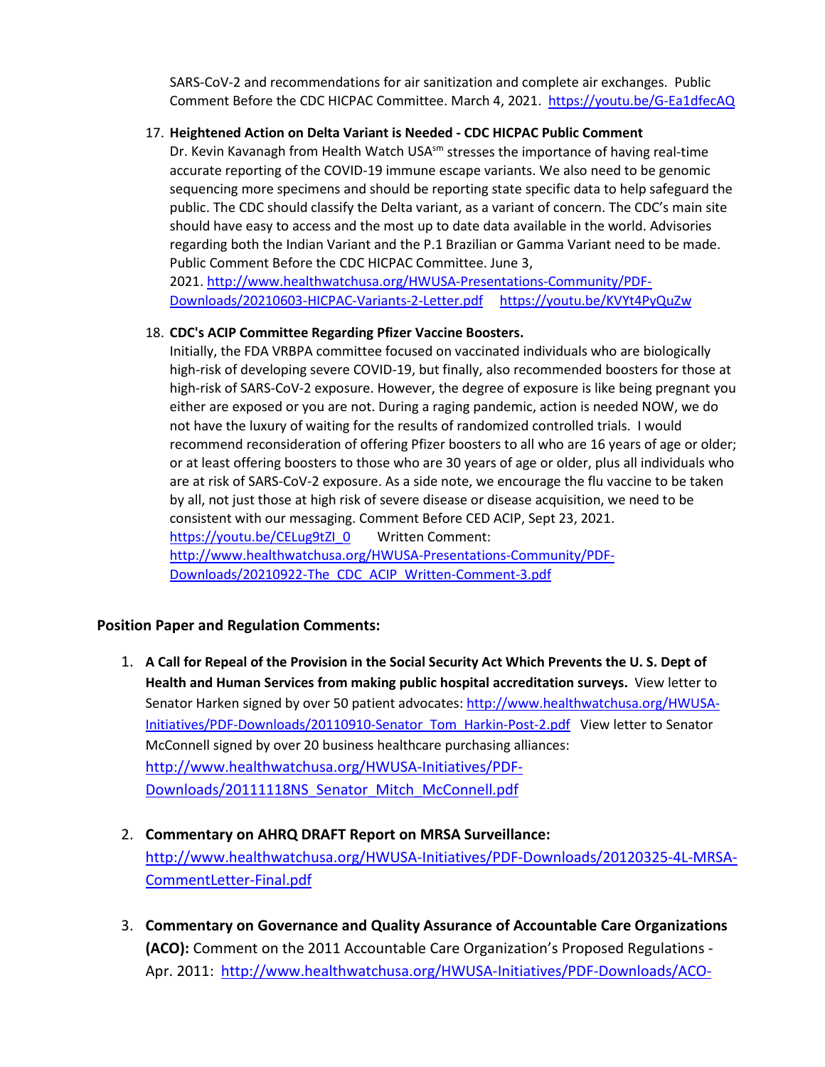SARS-CoV-2 and recommendations for air sanitization and complete air exchanges. Public Comment Before the CDC HICPAC Committee. March 4, 2021. https://youtu.be/G-Ea1dfecAQ

17. **Heightened Action on Delta Variant is Needed - CDC HICPAC Public Comment**
    Dr. Kevin Kavanagh from Health Watch USA[sm] stresses the importance of having real-time accurate reporting of the COVID-19 immune escape variants. We also need to be genomic sequencing more specimens and should be reporting state specific data to help safeguard the public. The CDC should classify the Delta variant, as a variant of concern. The CDC's main site should have easy to access and the most up to date data available in the world. Advisories regarding both the Indian Variant and the P.1 Brazilian or Gamma Variant need to be made. Public Comment Before the CDC HICPAC Committee. June 3, 2021. http://www.healthwatchusa.org/HWUSA-Presentations-Community/PDF-Downloads/20210603-HICPAC-Variants-2-Letter.pdf https://youtu.be/KVYt4PyQuZw

18. **CDC's ACIP Committee Regarding Pfizer Vaccine Boosters.**
    Initially, the FDA VRBPA committee focused on vaccinated individuals who are biologically high-risk of developing severe COVID-19, but finally, also recommended boosters for those at high-risk of SARS-CoV-2 exposure. However, the degree of exposure is like being pregnant you either are exposed or you are not. During a raging pandemic, action is needed NOW, we do not have the luxury of waiting for the results of randomized controlled trials. I would recommend reconsideration of offering Pfizer boosters to all who are 16 years of age or older; or at least offering boosters to those who are 30 years of age or older, plus all individuals who are at risk of SARS-CoV-2 exposure. As a side note, we encourage the flu vaccine to be taken by all, not just those at high risk of severe disease or disease acquisition, we need to be consistent with our messaging. Comment Before CED ACIP, Sept 23, 2021. https://youtu.be/CELug9tZI_0 Written Comment: http://www.healthwatchusa.org/HWUSA-Presentations-Community/PDF-Downloads/20210922-The_CDC_ACIP_Written-Comment-3.pdf

**Position Paper and Regulation Comments:**

1. **A Call for Repeal of the Provision in the Social Security Act Which Prevents the U. S. Dept of Health and Human Services from making public hospital accreditation surveys.** View letter to Senator Harken signed by over 50 patient advocates: http://www.healthwatchusa.org/HWUSA-Initiatives/PDF-Downloads/20110910-Senator_Tom_Harkin-Post-2.pdf View letter to Senator McConnell signed by over 20 business healthcare purchasing alliances: http://www.healthwatchusa.org/HWUSA-Initiatives/PDF-Downloads/20111118NS_Senator_Mitch_McConnell.pdf

2. **Commentary on AHRQ DRAFT Report on MRSA Surveillance:** http://www.healthwatchusa.org/HWUSA-Initiatives/PDF-Downloads/20120325-4L-MRSA-CommentLetter-Final.pdf

3. **Commentary on Governance and Quality Assurance of Accountable Care Organizations (ACO):** Comment on the 2011 Accountable Care Organization's Proposed Regulations - Apr. 2011: http://www.healthwatchusa.org/HWUSA-Initiatives/PDF-Downloads/ACO-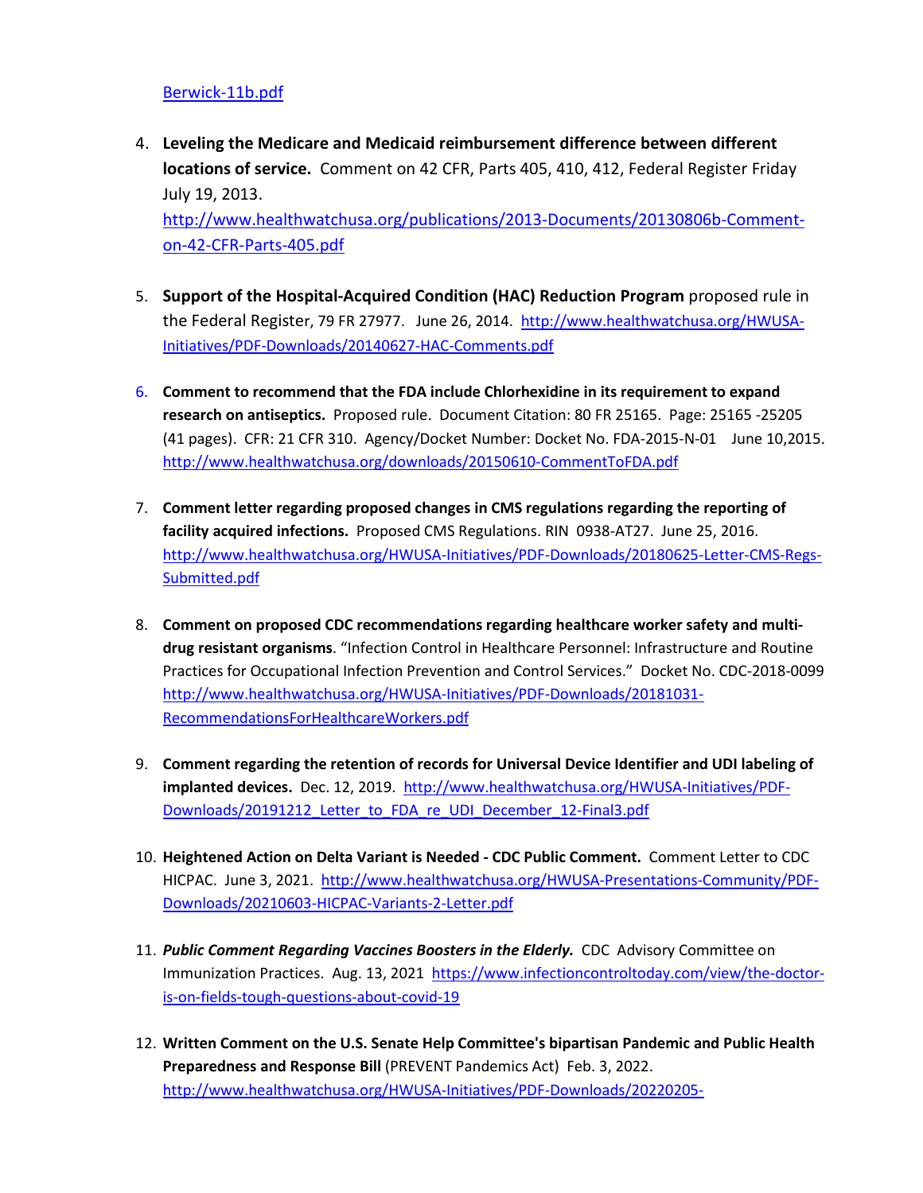Berwick-11b.pdf

4. **Leveling the Medicare and Medicaid reimbursement difference between different locations of service.** Comment on 42 CFR, Parts 405, 410, 412, Federal Register Friday July 19, 2013. http://www.healthwatchusa.org/publications/2013-Documents/20130806b-Comment-on-42-CFR-Parts-405.pdf

5. **Support of the Hospital-Acquired Condition (HAC) Reduction Program** proposed rule in the Federal Register, 79 FR 27977. June 26, 2014. http://www.healthwatchusa.org/HWUSA-Initiatives/PDF-Downloads/20140627-HAC-Comments.pdf

6. **Comment to recommend that the FDA include Chlorhexidine in its requirement to expand research on antiseptics.** Proposed rule. Document Citation: 80 FR 25165. Page: 25165 -25205 (41 pages). CFR: 21 CFR 310. Agency/Docket Number: Docket No. FDA-2015-N-01 June 10,2015. http://www.healthwatchusa.org/downloads/20150610-CommentToFDA.pdf

7. **Comment letter regarding proposed changes in CMS regulations regarding the reporting of facility acquired infections.** Proposed CMS Regulations. RIN 0938-AT27. June 25, 2016. http://www.healthwatchusa.org/HWUSA-Initiatives/PDF-Downloads/20180625-Letter-CMS-Regs-Submitted.pdf

8. **Comment on proposed CDC recommendations regarding healthcare worker safety and multi-drug resistant organisms**. "Infection Control in Healthcare Personnel: Infrastructure and Routine Practices for Occupational Infection Prevention and Control Services." Docket No. CDC-2018-0099 http://www.healthwatchusa.org/HWUSA-Initiatives/PDF-Downloads/20181031-RecommendationsForHealthcareWorkers.pdf

9. **Comment regarding the retention of records for Universal Device Identifier and UDI labeling of implanted devices.** Dec. 12, 2019. http://www.healthwatchusa.org/HWUSA-Initiatives/PDF-Downloads/20191212_Letter_to_FDA_re_UDI_December_12-Final3.pdf

10. **Heightened Action on Delta Variant is Needed - CDC Public Comment.** Comment Letter to CDC HICPAC. June 3, 2021. http://www.healthwatchusa.org/HWUSA-Presentations-Community/PDF-Downloads/20210603-HICPAC-Variants-2-Letter.pdf

11. ***Public Comment Regarding Vaccines Boosters in the Elderly.*** CDC Advisory Committee on Immunization Practices. Aug. 13, 2021 https://www.infectioncontroltoday.com/view/the-doctor-is-on-fields-tough-questions-about-covid-19

12. **Written Comment on the U.S. Senate Help Committee's bipartisan Pandemic and Public Health Preparedness and Response Bill** (PREVENT Pandemics Act) Feb. 3, 2022. http://www.healthwatchusa.org/HWUSA-Initiatives/PDF-Downloads/20220205-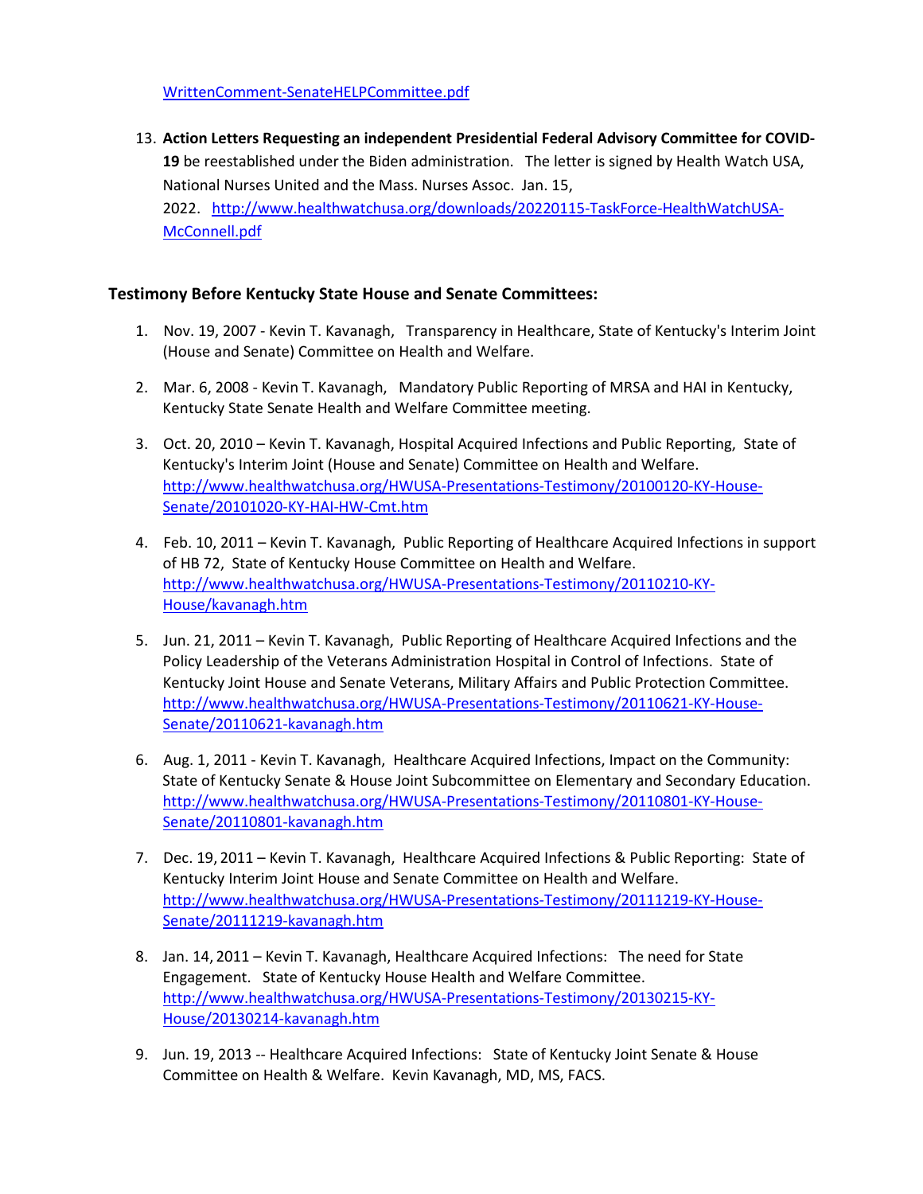WrittenComment-SenateHELPCommittee.pdf

13. **Action Letters Requesting an independent Presidential Federal Advisory Committee for COVID-19** be reestablished under the Biden administration. The letter is signed by Health Watch USA, National Nurses United and the Mass. Nurses Assoc. Jan. 15, 2022. http://www.healthwatchusa.org/downloads/20220115-TaskForce-HealthWatchUSA-McConnell.pdf

### Testimony Before Kentucky State House and Senate Committees:

1. Nov. 19, 2007 - Kevin T. Kavanagh, Transparency in Healthcare, State of Kentucky's Interim Joint (House and Senate) Committee on Health and Welfare.

2. Mar. 6, 2008 - Kevin T. Kavanagh, Mandatory Public Reporting of MRSA and HAI in Kentucky, Kentucky State Senate Health and Welfare Committee meeting.

3. Oct. 20, 2010 – Kevin T. Kavanagh, Hospital Acquired Infections and Public Reporting, State of Kentucky's Interim Joint (House and Senate) Committee on Health and Welfare. http://www.healthwatchusa.org/HWUSA-Presentations-Testimony/20100120-KY-House-Senate/20101020-KY-HAI-HW-Cmt.htm

4. Feb. 10, 2011 – Kevin T. Kavanagh, Public Reporting of Healthcare Acquired Infections in support of HB 72, State of Kentucky House Committee on Health and Welfare. http://www.healthwatchusa.org/HWUSA-Presentations-Testimony/20110210-KY-House/kavanagh.htm

5. Jun. 21, 2011 – Kevin T. Kavanagh, Public Reporting of Healthcare Acquired Infections and the Policy Leadership of the Veterans Administration Hospital in Control of Infections. State of Kentucky Joint House and Senate Veterans, Military Affairs and Public Protection Committee. http://www.healthwatchusa.org/HWUSA-Presentations-Testimony/20110621-KY-House-Senate/20110621-kavanagh.htm

6. Aug. 1, 2011 - Kevin T. Kavanagh, Healthcare Acquired Infections, Impact on the Community: State of Kentucky Senate & House Joint Subcommittee on Elementary and Secondary Education. http://www.healthwatchusa.org/HWUSA-Presentations-Testimony/20110801-KY-House-Senate/20110801-kavanagh.htm

7. Dec. 19, 2011 – Kevin T. Kavanagh, Healthcare Acquired Infections & Public Reporting: State of Kentucky Interim Joint House and Senate Committee on Health and Welfare. http://www.healthwatchusa.org/HWUSA-Presentations-Testimony/20111219-KY-House-Senate/20111219-kavanagh.htm

8. Jan. 14, 2011 – Kevin T. Kavanagh, Healthcare Acquired Infections: The need for State Engagement. State of Kentucky House Health and Welfare Committee. http://www.healthwatchusa.org/HWUSA-Presentations-Testimony/20130215-KY-House/20130214-kavanagh.htm

9. Jun. 19, 2013 -- Healthcare Acquired Infections: State of Kentucky Joint Senate & House Committee on Health & Welfare. Kevin Kavanagh, MD, MS, FACS.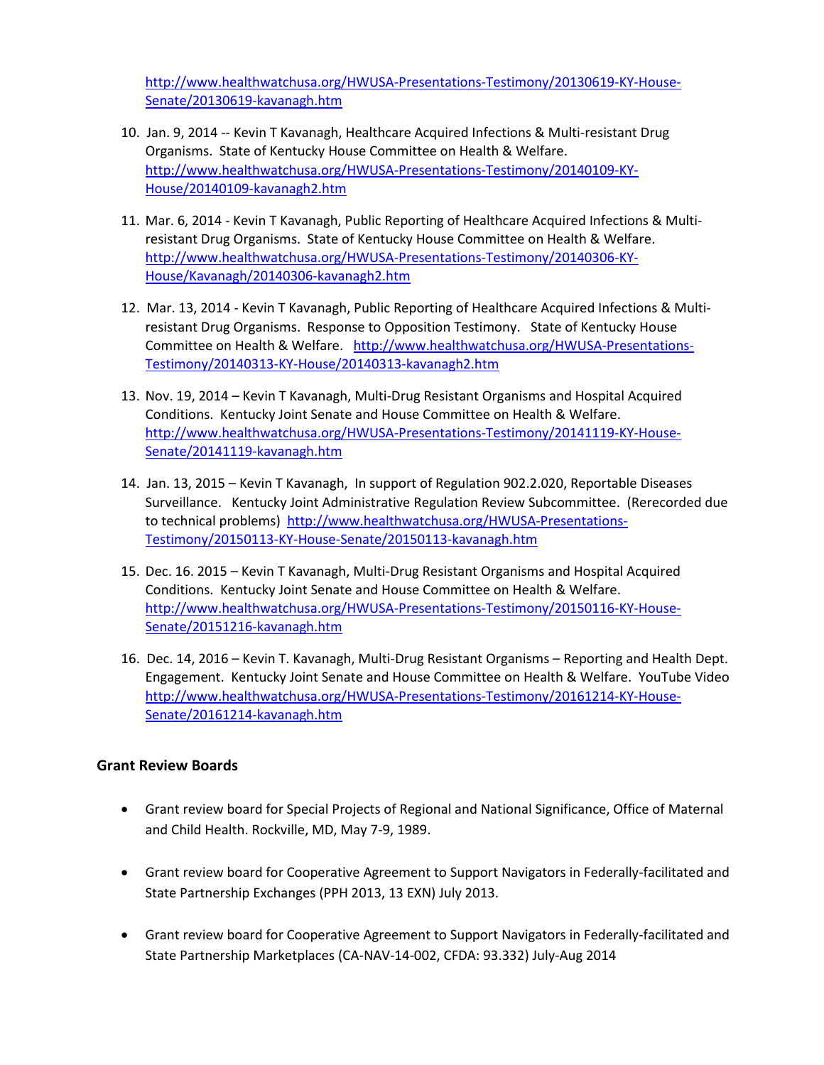http://www.healthwatchusa.org/HWUSA-Presentations-Testimony/20130619-KY-House-Senate/20130619-kavanagh.htm

10. Jan. 9, 2014 -- Kevin T Kavanagh, Healthcare Acquired Infections & Multi-resistant Drug Organisms. State of Kentucky House Committee on Health & Welfare. http://www.healthwatchusa.org/HWUSA-Presentations-Testimony/20140109-KY-House/20140109-kavanagh2.htm

11. Mar. 6, 2014 - Kevin T Kavanagh, Public Reporting of Healthcare Acquired Infections & Multi-resistant Drug Organisms. State of Kentucky House Committee on Health & Welfare. http://www.healthwatchusa.org/HWUSA-Presentations-Testimony/20140306-KY-House/Kavanagh/20140306-kavanagh2.htm

12. Mar. 13, 2014 - Kevin T Kavanagh, Public Reporting of Healthcare Acquired Infections & Multi-resistant Drug Organisms. Response to Opposition Testimony. State of Kentucky House Committee on Health & Welfare. http://www.healthwatchusa.org/HWUSA-Presentations-Testimony/20140313-KY-House/20140313-kavanagh2.htm

13. Nov. 19, 2014 – Kevin T Kavanagh, Multi-Drug Resistant Organisms and Hospital Acquired Conditions. Kentucky Joint Senate and House Committee on Health & Welfare. http://www.healthwatchusa.org/HWUSA-Presentations-Testimony/20141119-KY-House-Senate/20141119-kavanagh.htm

14. Jan. 13, 2015 – Kevin T Kavanagh, In support of Regulation 902.2.020, Reportable Diseases Surveillance. Kentucky Joint Administrative Regulation Review Subcommittee. (Rerecorded due to technical problems) http://www.healthwatchusa.org/HWUSA-Presentations-Testimony/20150113-KY-House-Senate/20150113-kavanagh.htm

15. Dec. 16. 2015 – Kevin T Kavanagh, Multi-Drug Resistant Organisms and Hospital Acquired Conditions. Kentucky Joint Senate and House Committee on Health & Welfare. http://www.healthwatchusa.org/HWUSA-Presentations-Testimony/20150116-KY-House-Senate/20151216-kavanagh.htm

16. Dec. 14, 2016 – Kevin T. Kavanagh, Multi-Drug Resistant Organisms – Reporting and Health Dept. Engagement. Kentucky Joint Senate and House Committee on Health & Welfare. YouTube Video http://www.healthwatchusa.org/HWUSA-Presentations-Testimony/20161214-KY-House-Senate/20161214-kavanagh.htm

## Grant Review Boards

- Grant review board for Special Projects of Regional and National Significance, Office of Maternal and Child Health. Rockville, MD, May 7-9, 1989.

- Grant review board for Cooperative Agreement to Support Navigators in Federally-facilitated and State Partnership Exchanges (PPH 2013, 13 EXN) July 2013.

- Grant review board for Cooperative Agreement to Support Navigators in Federally-facilitated and State Partnership Marketplaces (CA-NAV-14-002, CFDA: 93.332) July-Aug 2014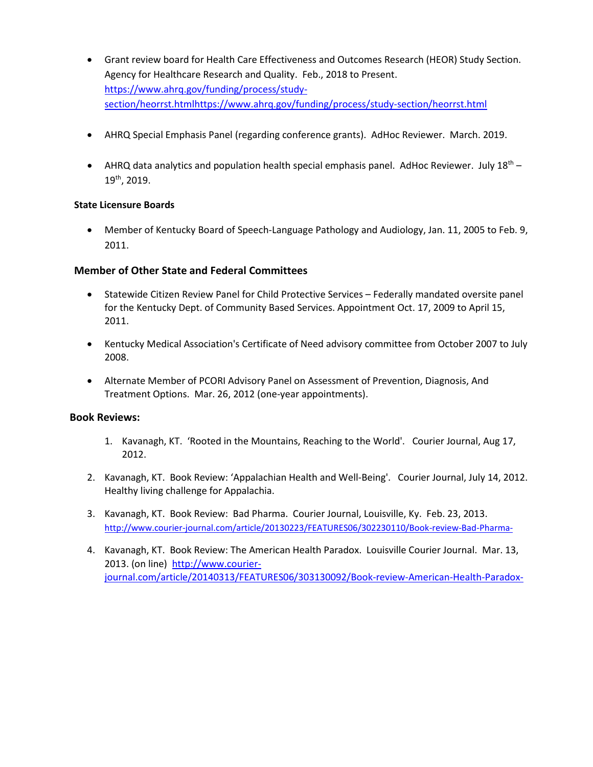- Grant review board for Health Care Effectiveness and Outcomes Research (HEOR) Study Section. Agency for Healthcare Research and Quality. Feb., 2018 to Present. https://www.ahrq.gov/funding/process/study-section/heorrst.htmlhttps://www.ahrq.gov/funding/process/study-section/heorrst.html

- AHRQ Special Emphasis Panel (regarding conference grants). AdHoc Reviewer. March. 2019.

- AHRQ data analytics and population health special emphasis panel. AdHoc Reviewer. July 18th – 19th, 2019.

**State Licensure Boards**

- Member of Kentucky Board of Speech-Language Pathology and Audiology, Jan. 11, 2005 to Feb. 9, 2011.

### Member of Other State and Federal Committees

- Statewide Citizen Review Panel for Child Protective Services – Federally mandated oversite panel for the Kentucky Dept. of Community Based Services. Appointment Oct. 17, 2009 to April 15, 2011.

- Kentucky Medical Association's Certificate of Need advisory committee from October 2007 to July 2008.

- Alternate Member of PCORI Advisory Panel on Assessment of Prevention, Diagnosis, And Treatment Options. Mar. 26, 2012 (one-year appointments).

### Book Reviews:

1. Kavanagh, KT. 'Rooted in the Mountains, Reaching to the World'. Courier Journal, Aug 17, 2012.

2. Kavanagh, KT. Book Review: 'Appalachian Health and Well-Being'. Courier Journal, July 14, 2012. Healthy living challenge for Appalachia.

3. Kavanagh, KT. Book Review: Bad Pharma. Courier Journal, Louisville, Ky. Feb. 23, 2013. http://www.courier-journal.com/article/20130223/FEATURES06/302230110/Book-review-Bad-Pharma-

4. Kavanagh, KT. Book Review: The American Health Paradox. Louisville Courier Journal. Mar. 13, 2013. (on line) http://www.courier-journal.com/article/20140313/FEATURES06/303130092/Book-review-American-Health-Paradox-